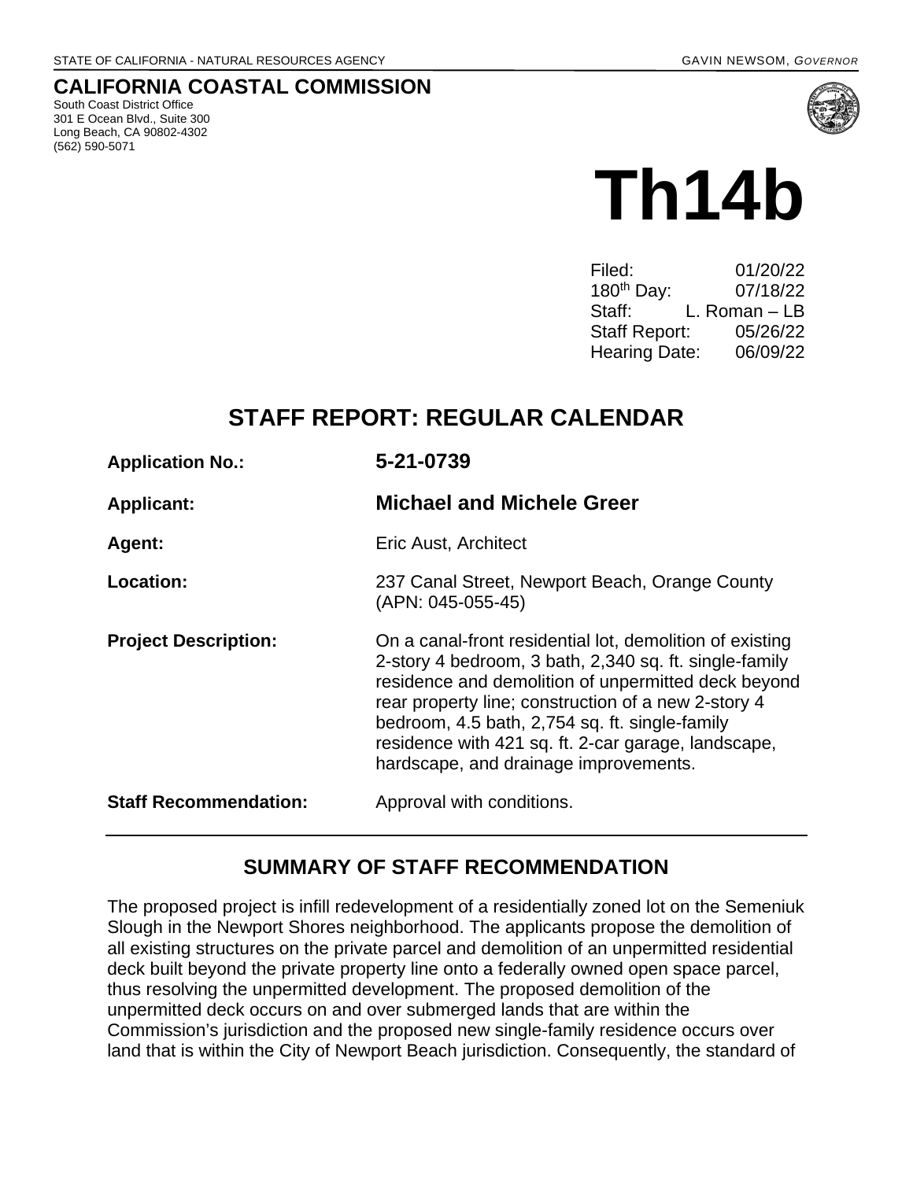STATE OF CALIFORNIA - NATURAL RESOURCES AGENCY GAVIN NEWSOM, *GOVERNOR*

## CALIFORNIA COASTAL COMMISSION

South Coast District Office
301 E Ocean Blvd., Suite 300
Long Beach, CA 90802-4302
(562) 590-5071

# Th14b

Filed: 01/20/22
180th Day: 07/18/22
Staff: L. Roman – LB
Staff Report: 05/26/22
Hearing Date: 06/09/22

## STAFF REPORT: REGULAR CALENDAR

**Application No.:** **5-21-0739**

**Applicant:** **Michael and Michele Greer**

**Agent:** Eric Aust, Architect

**Location:** 237 Canal Street, Newport Beach, Orange County (APN: 045-055-45)

**Project Description:** On a canal-front residential lot, demolition of existing 2-story 4 bedroom, 3 bath, 2,340 sq. ft. single-family residence and demolition of unpermitted deck beyond rear property line; construction of a new 2-story 4 bedroom, 4.5 bath, 2,754 sq. ft. single-family residence with 421 sq. ft. 2-car garage, landscape, hardscape, and drainage improvements.

**Staff Recommendation:** Approval with conditions.

## SUMMARY OF STAFF RECOMMENDATION

The proposed project is infill redevelopment of a residentially zoned lot on the Semeniuk Slough in the Newport Shores neighborhood. The applicants propose the demolition of all existing structures on the private parcel and demolition of an unpermitted residential deck built beyond the private property line onto a federally owned open space parcel, thus resolving the unpermitted development. The proposed demolition of the unpermitted deck occurs on and over submerged lands that are within the Commission's jurisdiction and the proposed new single-family residence occurs over land that is within the City of Newport Beach jurisdiction. Consequently, the standard of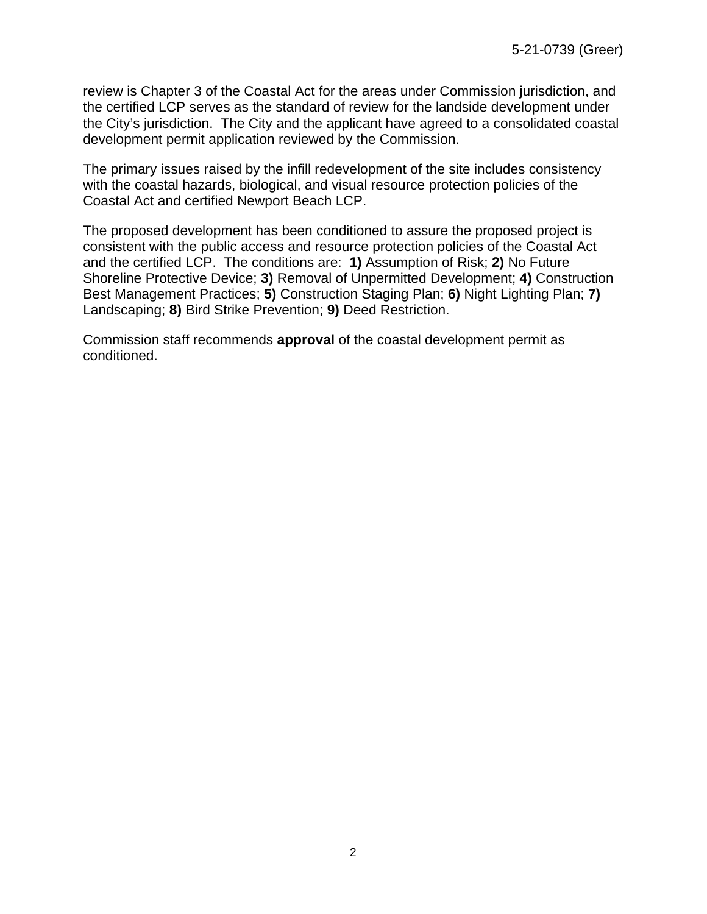review is Chapter 3 of the Coastal Act for the areas under Commission jurisdiction, and the certified LCP serves as the standard of review for the landside development under the City's jurisdiction. The City and the applicant have agreed to a consolidated coastal development permit application reviewed by the Commission.

The primary issues raised by the infill redevelopment of the site includes consistency with the coastal hazards, biological, and visual resource protection policies of the Coastal Act and certified Newport Beach LCP.

The proposed development has been conditioned to assure the proposed project is consistent with the public access and resource protection policies of the Coastal Act and the certified LCP. The conditions are: **1)** Assumption of Risk; **2)** No Future Shoreline Protective Device; **3)** Removal of Unpermitted Development; **4)** Construction Best Management Practices; **5)** Construction Staging Plan; **6)** Night Lighting Plan; **7)** Landscaping; **8)** Bird Strike Prevention; **9)** Deed Restriction.

Commission staff recommends **approval** of the coastal development permit as conditioned.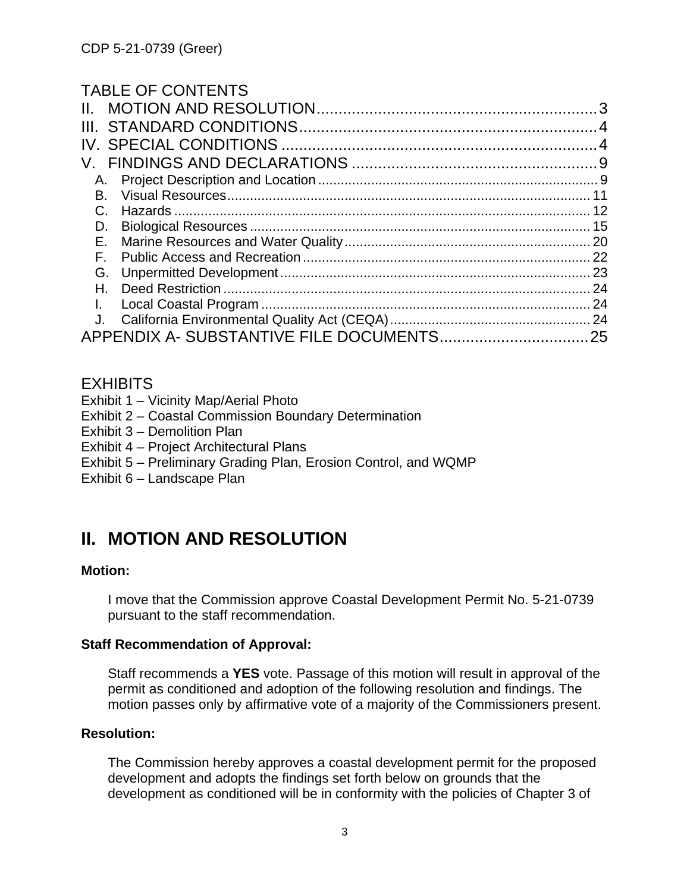TABLE OF CONTENTS

II. MOTION AND RESOLUTION .......... 3
III. STANDARD CONDITIONS .......... 4
IV. SPECIAL CONDITIONS .......... 4
V. FINDINGS AND DECLARATIONS .......... 9
- A. Project Description and Location .......... 9
- B. Visual Resources .......... 11
- C. Hazards .......... 12
- D. Biological Resources .......... 15
- E. Marine Resources and Water Quality .......... 20
- F. Public Access and Recreation .......... 22
- G. Unpermitted Development .......... 23
- H. Deed Restriction .......... 24
- I. Local Coastal Program .......... 24
- J. California Environmental Quality Act (CEQA) .......... 24

APPENDIX A- SUBSTANTIVE FILE DOCUMENTS .......... 25

EXHIBITS

Exhibit 1 – Vicinity Map/Aerial Photo
Exhibit 2 – Coastal Commission Boundary Determination
Exhibit 3 – Demolition Plan
Exhibit 4 – Project Architectural Plans
Exhibit 5 – Preliminary Grading Plan, Erosion Control, and WQMP
Exhibit 6 – Landscape Plan

# II. MOTION AND RESOLUTION

**Motion:**

I move that the Commission approve Coastal Development Permit No. 5-21-0739 pursuant to the staff recommendation.

**Staff Recommendation of Approval:**

Staff recommends a **YES** vote. Passage of this motion will result in approval of the permit as conditioned and adoption of the following resolution and findings. The motion passes only by affirmative vote of a majority of the Commissioners present.

**Resolution:**

The Commission hereby approves a coastal development permit for the proposed development and adopts the findings set forth below on grounds that the development as conditioned will be in conformity with the policies of Chapter 3 of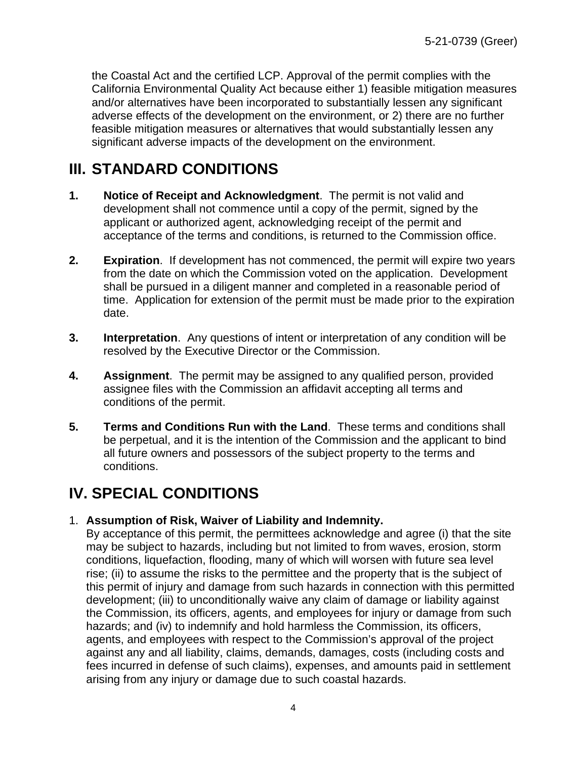the Coastal Act and the certified LCP. Approval of the permit complies with the California Environmental Quality Act because either 1) feasible mitigation measures and/or alternatives have been incorporated to substantially lessen any significant adverse effects of the development on the environment, or 2) there are no further feasible mitigation measures or alternatives that would substantially lessen any significant adverse impacts of the development on the environment.

# III. STANDARD CONDITIONS

1. **Notice of Receipt and Acknowledgment**. The permit is not valid and development shall not commence until a copy of the permit, signed by the applicant or authorized agent, acknowledging receipt of the permit and acceptance of the terms and conditions, is returned to the Commission office.

2. **Expiration**. If development has not commenced, the permit will expire two years from the date on which the Commission voted on the application. Development shall be pursued in a diligent manner and completed in a reasonable period of time. Application for extension of the permit must be made prior to the expiration date.

3. **Interpretation**. Any questions of intent or interpretation of any condition will be resolved by the Executive Director or the Commission.

4. **Assignment**. The permit may be assigned to any qualified person, provided assignee files with the Commission an affidavit accepting all terms and conditions of the permit.

5. **Terms and Conditions Run with the Land**. These terms and conditions shall be perpetual, and it is the intention of the Commission and the applicant to bind all future owners and possessors of the subject property to the terms and conditions.

# IV. SPECIAL CONDITIONS

1. **Assumption of Risk, Waiver of Liability and Indemnity.**
   By acceptance of this permit, the permittees acknowledge and agree (i) that the site may be subject to hazards, including but not limited to from waves, erosion, storm conditions, liquefaction, flooding, many of which will worsen with future sea level rise; (ii) to assume the risks to the permittee and the property that is the subject of this permit of injury and damage from such hazards in connection with this permitted development; (iii) to unconditionally waive any claim of damage or liability against the Commission, its officers, agents, and employees for injury or damage from such hazards; and (iv) to indemnify and hold harmless the Commission, its officers, agents, and employees with respect to the Commission's approval of the project against any and all liability, claims, demands, damages, costs (including costs and fees incurred in defense of such claims), expenses, and amounts paid in settlement arising from any injury or damage due to such coastal hazards.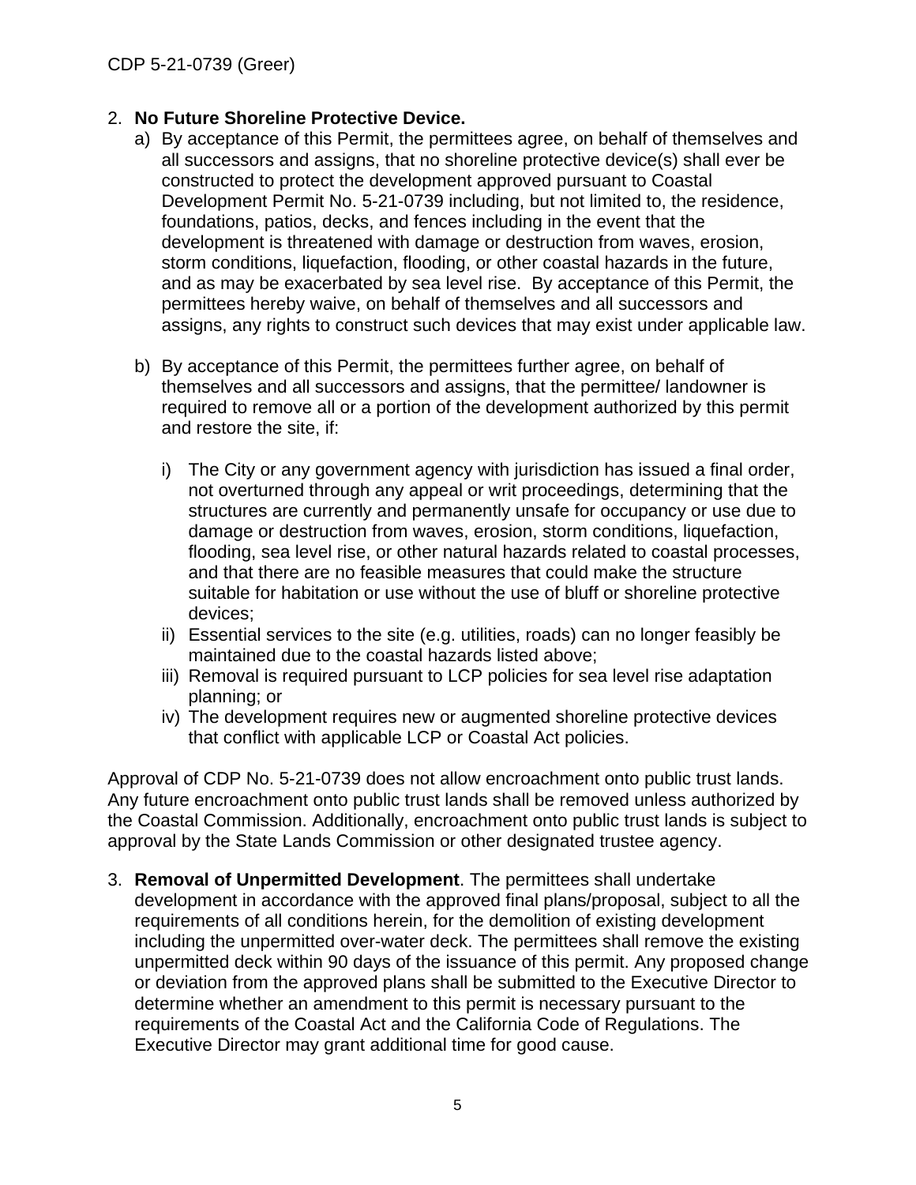2. **No Future Shoreline Protective Device.**
   a) By acceptance of this Permit, the permittees agree, on behalf of themselves and all successors and assigns, that no shoreline protective device(s) shall ever be constructed to protect the development approved pursuant to Coastal Development Permit No. 5-21-0739 including, but not limited to, the residence, foundations, patios, decks, and fences including in the event that the development is threatened with damage or destruction from waves, erosion, storm conditions, liquefaction, flooding, or other coastal hazards in the future, and as may be exacerbated by sea level rise. By acceptance of this Permit, the permittees hereby waive, on behalf of themselves and all successors and assigns, any rights to construct such devices that may exist under applicable law.

   b) By acceptance of this Permit, the permittees further agree, on behalf of themselves and all successors and assigns, that the permittee/ landowner is required to remove all or a portion of the development authorized by this permit and restore the site, if:

      i) The City or any government agency with jurisdiction has issued a final order, not overturned through any appeal or writ proceedings, determining that the structures are currently and permanently unsafe for occupancy or use due to damage or destruction from waves, erosion, storm conditions, liquefaction, flooding, sea level rise, or other natural hazards related to coastal processes, and that there are no feasible measures that could make the structure suitable for habitation or use without the use of bluff or shoreline protective devices;
      ii) Essential services to the site (e.g. utilities, roads) can no longer feasibly be maintained due to the coastal hazards listed above;
      iii) Removal is required pursuant to LCP policies for sea level rise adaptation planning; or
      iv) The development requires new or augmented shoreline protective devices that conflict with applicable LCP or Coastal Act policies.

Approval of CDP No. 5-21-0739 does not allow encroachment onto public trust lands. Any future encroachment onto public trust lands shall be removed unless authorized by the Coastal Commission. Additionally, encroachment onto public trust lands is subject to approval by the State Lands Commission or other designated trustee agency.

3. **Removal of Unpermitted Development**. The permittees shall undertake development in accordance with the approved final plans/proposal, subject to all the requirements of all conditions herein, for the demolition of existing development including the unpermitted over-water deck. The permittees shall remove the existing unpermitted deck within 90 days of the issuance of this permit. Any proposed change or deviation from the approved plans shall be submitted to the Executive Director to determine whether an amendment to this permit is necessary pursuant to the requirements of the Coastal Act and the California Code of Regulations. The Executive Director may grant additional time for good cause.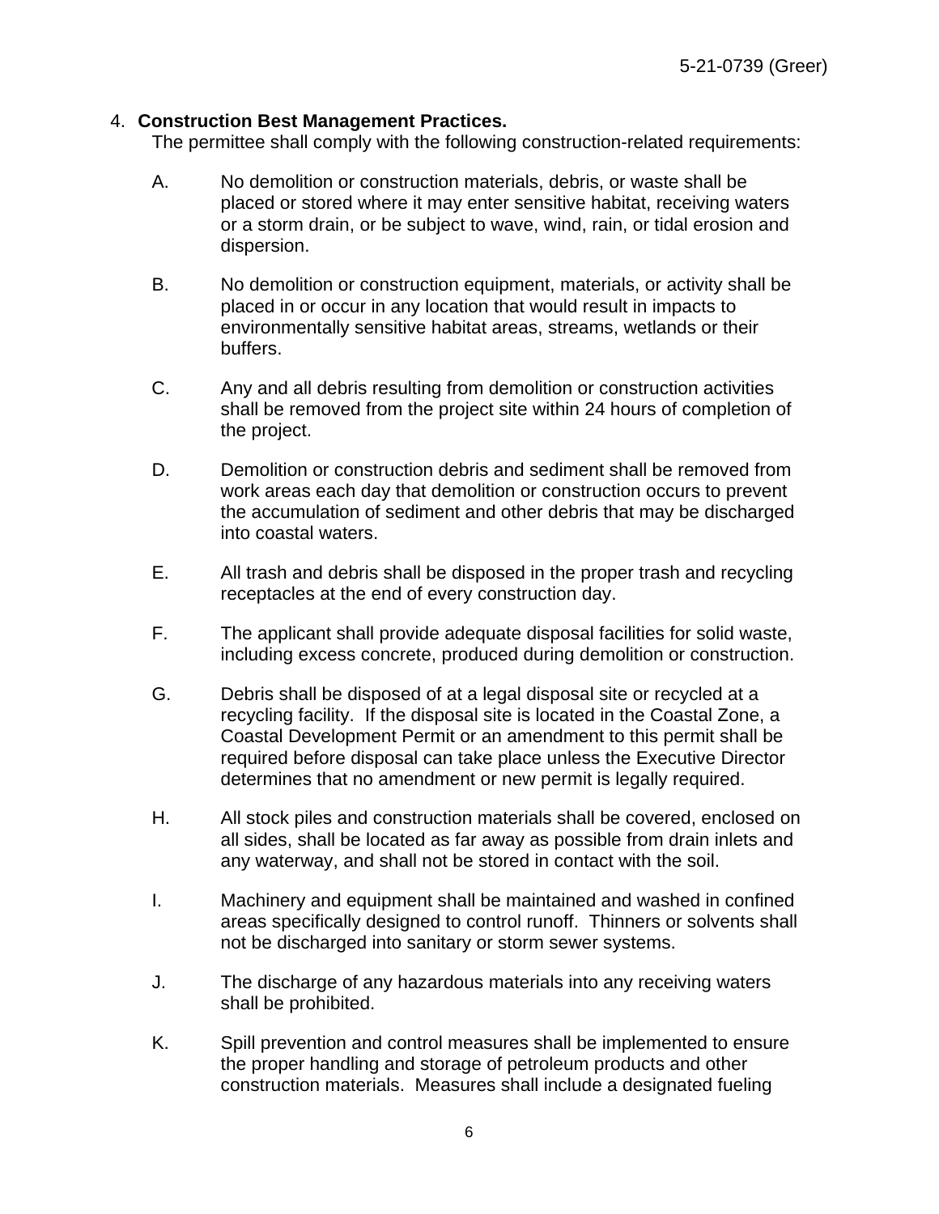4. **Construction Best Management Practices.**
The permittee shall comply with the following construction-related requirements:

A. No demolition or construction materials, debris, or waste shall be placed or stored where it may enter sensitive habitat, receiving waters or a storm drain, or be subject to wave, wind, rain, or tidal erosion and dispersion.

B. No demolition or construction equipment, materials, or activity shall be placed in or occur in any location that would result in impacts to environmentally sensitive habitat areas, streams, wetlands or their buffers.

C. Any and all debris resulting from demolition or construction activities shall be removed from the project site within 24 hours of completion of the project.

D. Demolition or construction debris and sediment shall be removed from work areas each day that demolition or construction occurs to prevent the accumulation of sediment and other debris that may be discharged into coastal waters.

E. All trash and debris shall be disposed in the proper trash and recycling receptacles at the end of every construction day.

F. The applicant shall provide adequate disposal facilities for solid waste, including excess concrete, produced during demolition or construction.

G. Debris shall be disposed of at a legal disposal site or recycled at a recycling facility. If the disposal site is located in the Coastal Zone, a Coastal Development Permit or an amendment to this permit shall be required before disposal can take place unless the Executive Director determines that no amendment or new permit is legally required.

H. All stock piles and construction materials shall be covered, enclosed on all sides, shall be located as far away as possible from drain inlets and any waterway, and shall not be stored in contact with the soil.

I. Machinery and equipment shall be maintained and washed in confined areas specifically designed to control runoff. Thinners or solvents shall not be discharged into sanitary or storm sewer systems.

J. The discharge of any hazardous materials into any receiving waters shall be prohibited.

K. Spill prevention and control measures shall be implemented to ensure the proper handling and storage of petroleum products and other construction materials. Measures shall include a designated fueling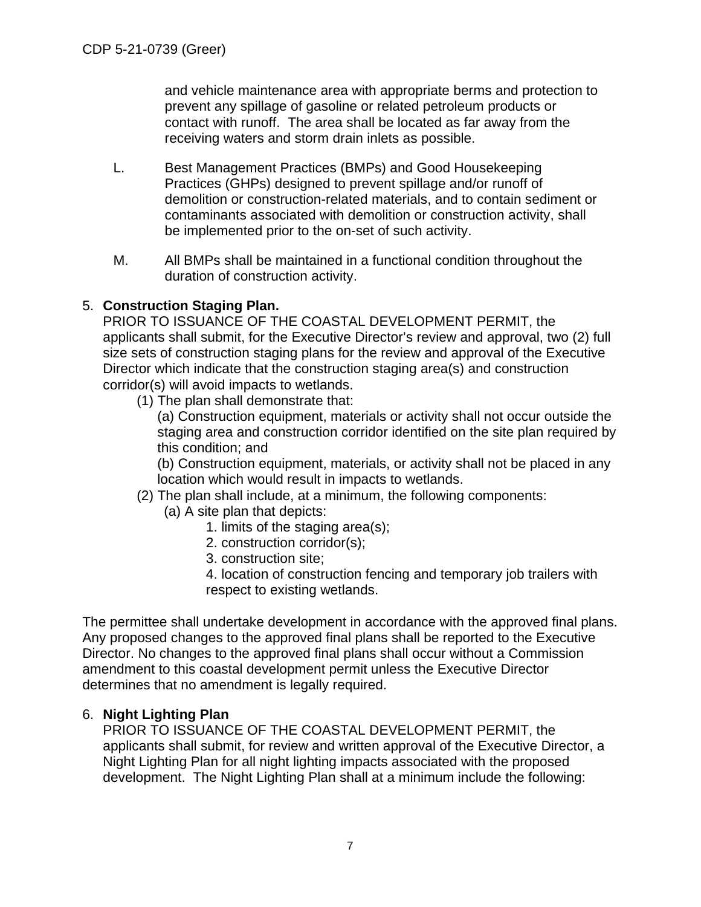and vehicle maintenance area with appropriate berms and protection to prevent any spillage of gasoline or related petroleum products or contact with runoff. The area shall be located as far away from the receiving waters and storm drain inlets as possible.

L. Best Management Practices (BMPs) and Good Housekeeping Practices (GHPs) designed to prevent spillage and/or runoff of demolition or construction-related materials, and to contain sediment or contaminants associated with demolition or construction activity, shall be implemented prior to the on-set of such activity.

M. All BMPs shall be maintained in a functional condition throughout the duration of construction activity.

5. **Construction Staging Plan.**
PRIOR TO ISSUANCE OF THE COASTAL DEVELOPMENT PERMIT, the applicants shall submit, for the Executive Director's review and approval, two (2) full size sets of construction staging plans for the review and approval of the Executive Director which indicate that the construction staging area(s) and construction corridor(s) will avoid impacts to wetlands.
   (1) The plan shall demonstrate that:
      (a) Construction equipment, materials or activity shall not occur outside the staging area and construction corridor identified on the site plan required by this condition; and
      (b) Construction equipment, materials, or activity shall not be placed in any location which would result in impacts to wetlands.
   (2) The plan shall include, at a minimum, the following components:
      (a) A site plan that depicts:
         1. limits of the staging area(s);
         2. construction corridor(s);
         3. construction site;
         4. location of construction fencing and temporary job trailers with respect to existing wetlands.

The permittee shall undertake development in accordance with the approved final plans. Any proposed changes to the approved final plans shall be reported to the Executive Director. No changes to the approved final plans shall occur without a Commission amendment to this coastal development permit unless the Executive Director determines that no amendment is legally required.

6. **Night Lighting Plan**
PRIOR TO ISSUANCE OF THE COASTAL DEVELOPMENT PERMIT, the applicants shall submit, for review and written approval of the Executive Director, a Night Lighting Plan for all night lighting impacts associated with the proposed development. The Night Lighting Plan shall at a minimum include the following: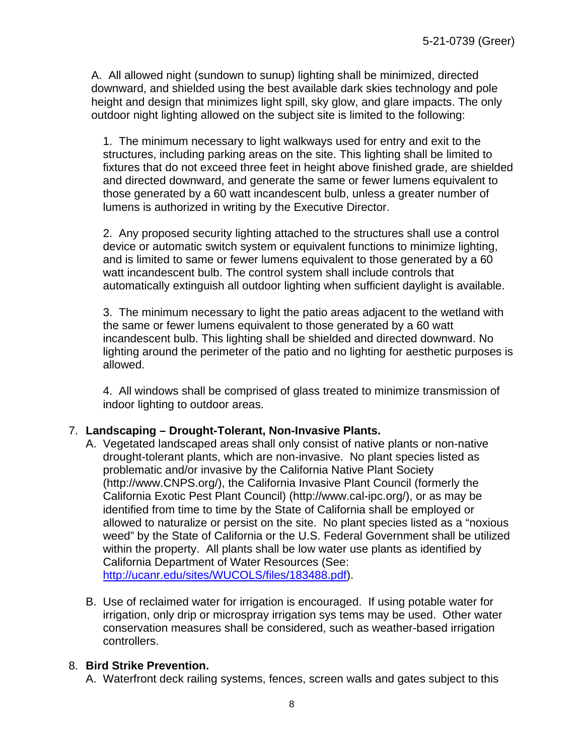A. All allowed night (sundown to sunup) lighting shall be minimized, directed downward, and shielded using the best available dark skies technology and pole height and design that minimizes light spill, sky glow, and glare impacts. The only outdoor night lighting allowed on the subject site is limited to the following:

1. The minimum necessary to light walkways used for entry and exit to the structures, including parking areas on the site. This lighting shall be limited to fixtures that do not exceed three feet in height above finished grade, are shielded and directed downward, and generate the same or fewer lumens equivalent to those generated by a 60 watt incandescent bulb, unless a greater number of lumens is authorized in writing by the Executive Director.

2. Any proposed security lighting attached to the structures shall use a control device or automatic switch system or equivalent functions to minimize lighting, and is limited to same or fewer lumens equivalent to those generated by a 60 watt incandescent bulb. The control system shall include controls that automatically extinguish all outdoor lighting when sufficient daylight is available.

3. The minimum necessary to light the patio areas adjacent to the wetland with the same or fewer lumens equivalent to those generated by a 60 watt incandescent bulb. This lighting shall be shielded and directed downward. No lighting around the perimeter of the patio and no lighting for aesthetic purposes is allowed.

4. All windows shall be comprised of glass treated to minimize transmission of indoor lighting to outdoor areas.

7. **Landscaping – Drought-Tolerant, Non-Invasive Plants.**

   A. Vegetated landscaped areas shall only consist of native plants or non-native drought-tolerant plants, which are non-invasive. No plant species listed as problematic and/or invasive by the California Native Plant Society (http://www.CNPS.org/), the California Invasive Plant Council (formerly the California Exotic Pest Plant Council) (http://www.cal-ipc.org/), or as may be identified from time to time by the State of California shall be employed or allowed to naturalize or persist on the site. No plant species listed as a "noxious weed" by the State of California or the U.S. Federal Government shall be utilized within the property. All plants shall be low water use plants as identified by California Department of Water Resources (See: http://ucanr.edu/sites/WUCOLS/files/183488.pdf).

   B. Use of reclaimed water for irrigation is encouraged. If using potable water for irrigation, only drip or microspray irrigation sys tems may be used. Other water conservation measures shall be considered, such as weather-based irrigation controllers.

8. **Bird Strike Prevention.**

   A. Waterfront deck railing systems, fences, screen walls and gates subject to this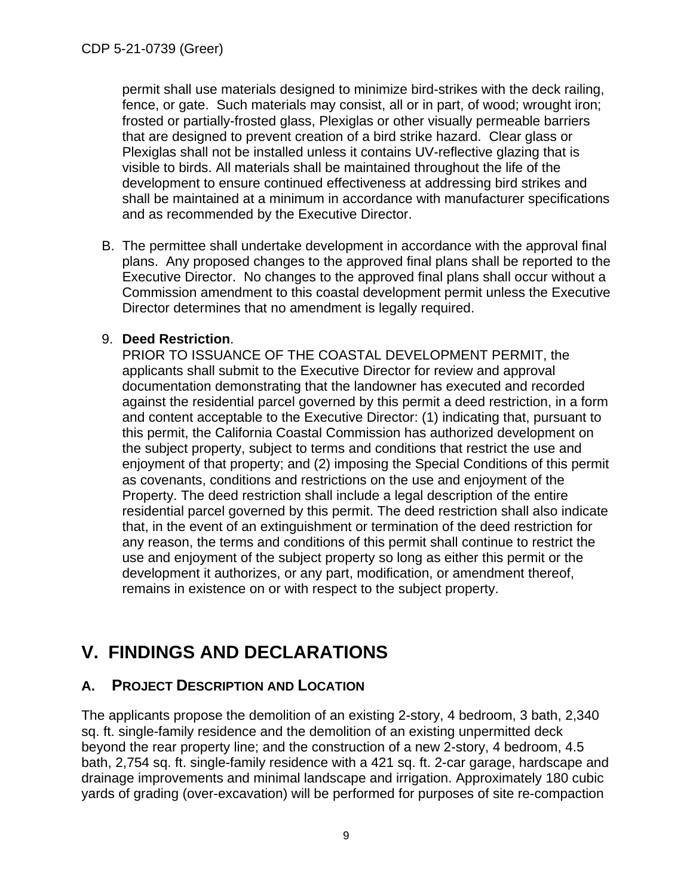permit shall use materials designed to minimize bird-strikes with the deck railing, fence, or gate. Such materials may consist, all or in part, of wood; wrought iron; frosted or partially-frosted glass, Plexiglas or other visually permeable barriers that are designed to prevent creation of a bird strike hazard. Clear glass or Plexiglas shall not be installed unless it contains UV-reflective glazing that is visible to birds. All materials shall be maintained throughout the life of the development to ensure continued effectiveness at addressing bird strikes and shall be maintained at a minimum in accordance with manufacturer specifications and as recommended by the Executive Director.

B. The permittee shall undertake development in accordance with the approval final plans. Any proposed changes to the approved final plans shall be reported to the Executive Director. No changes to the approved final plans shall occur without a Commission amendment to this coastal development permit unless the Executive Director determines that no amendment is legally required.

9. **Deed Restriction**.
PRIOR TO ISSUANCE OF THE COASTAL DEVELOPMENT PERMIT, the applicants shall submit to the Executive Director for review and approval documentation demonstrating that the landowner has executed and recorded against the residential parcel governed by this permit a deed restriction, in a form and content acceptable to the Executive Director: (1) indicating that, pursuant to this permit, the California Coastal Commission has authorized development on the subject property, subject to terms and conditions that restrict the use and enjoyment of that property; and (2) imposing the Special Conditions of this permit as covenants, conditions and restrictions on the use and enjoyment of the Property. The deed restriction shall include a legal description of the entire residential parcel governed by this permit. The deed restriction shall also indicate that, in the event of an extinguishment or termination of the deed restriction for any reason, the terms and conditions of this permit shall continue to restrict the use and enjoyment of the subject property so long as either this permit or the development it authorizes, or any part, modification, or amendment thereof, remains in existence on or with respect to the subject property.

# V. FINDINGS AND DECLARATIONS

## A. PROJECT DESCRIPTION AND LOCATION

The applicants propose the demolition of an existing 2-story, 4 bedroom, 3 bath, 2,340 sq. ft. single-family residence and the demolition of an existing unpermitted deck beyond the rear property line; and the construction of a new 2-story, 4 bedroom, 4.5 bath, 2,754 sq. ft. single-family residence with a 421 sq. ft. 2-car garage, hardscape and drainage improvements and minimal landscape and irrigation. Approximately 180 cubic yards of grading (over-excavation) will be performed for purposes of site re-compaction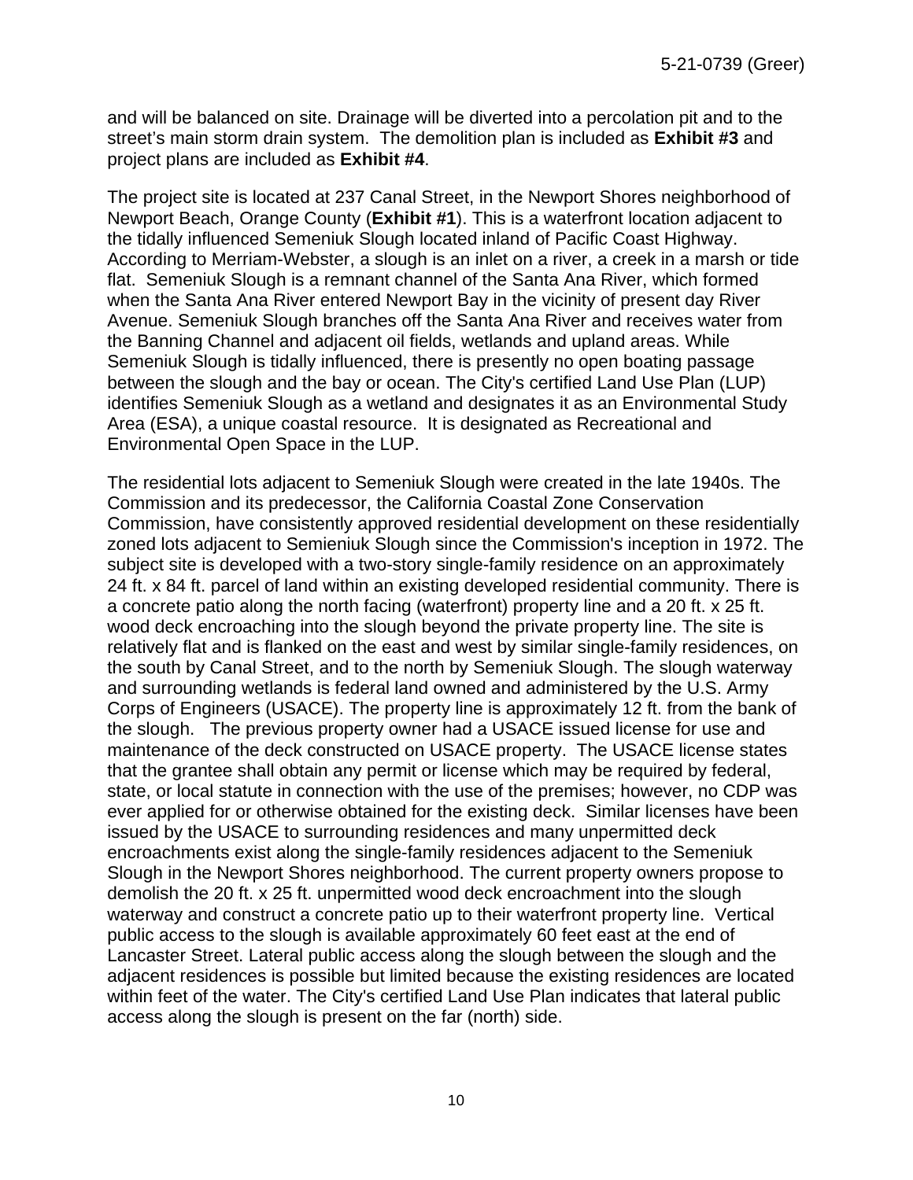and will be balanced on site. Drainage will be diverted into a percolation pit and to the street's main storm drain system. The demolition plan is included as **Exhibit #3** and project plans are included as **Exhibit #4**.

The project site is located at 237 Canal Street, in the Newport Shores neighborhood of Newport Beach, Orange County (**Exhibit #1**). This is a waterfront location adjacent to the tidally influenced Semeniuk Slough located inland of Pacific Coast Highway. According to Merriam-Webster, a slough is an inlet on a river, a creek in a marsh or tide flat. Semeniuk Slough is a remnant channel of the Santa Ana River, which formed when the Santa Ana River entered Newport Bay in the vicinity of present day River Avenue. Semeniuk Slough branches off the Santa Ana River and receives water from the Banning Channel and adjacent oil fields, wetlands and upland areas. While Semeniuk Slough is tidally influenced, there is presently no open boating passage between the slough and the bay or ocean. The City's certified Land Use Plan (LUP) identifies Semeniuk Slough as a wetland and designates it as an Environmental Study Area (ESA), a unique coastal resource. It is designated as Recreational and Environmental Open Space in the LUP.

The residential lots adjacent to Semeniuk Slough were created in the late 1940s. The Commission and its predecessor, the California Coastal Zone Conservation Commission, have consistently approved residential development on these residentially zoned lots adjacent to Semieniuk Slough since the Commission's inception in 1972. The subject site is developed with a two-story single-family residence on an approximately 24 ft. x 84 ft. parcel of land within an existing developed residential community. There is a concrete patio along the north facing (waterfront) property line and a 20 ft. x 25 ft. wood deck encroaching into the slough beyond the private property line. The site is relatively flat and is flanked on the east and west by similar single-family residences, on the south by Canal Street, and to the north by Semeniuk Slough. The slough waterway and surrounding wetlands is federal land owned and administered by the U.S. Army Corps of Engineers (USACE). The property line is approximately 12 ft. from the bank of the slough. The previous property owner had a USACE issued license for use and maintenance of the deck constructed on USACE property. The USACE license states that the grantee shall obtain any permit or license which may be required by federal, state, or local statute in connection with the use of the premises; however, no CDP was ever applied for or otherwise obtained for the existing deck. Similar licenses have been issued by the USACE to surrounding residences and many unpermitted deck encroachments exist along the single-family residences adjacent to the Semeniuk Slough in the Newport Shores neighborhood. The current property owners propose to demolish the 20 ft. x 25 ft. unpermitted wood deck encroachment into the slough waterway and construct a concrete patio up to their waterfront property line. Vertical public access to the slough is available approximately 60 feet east at the end of Lancaster Street. Lateral public access along the slough between the slough and the adjacent residences is possible but limited because the existing residences are located within feet of the water. The City's certified Land Use Plan indicates that lateral public access along the slough is present on the far (north) side.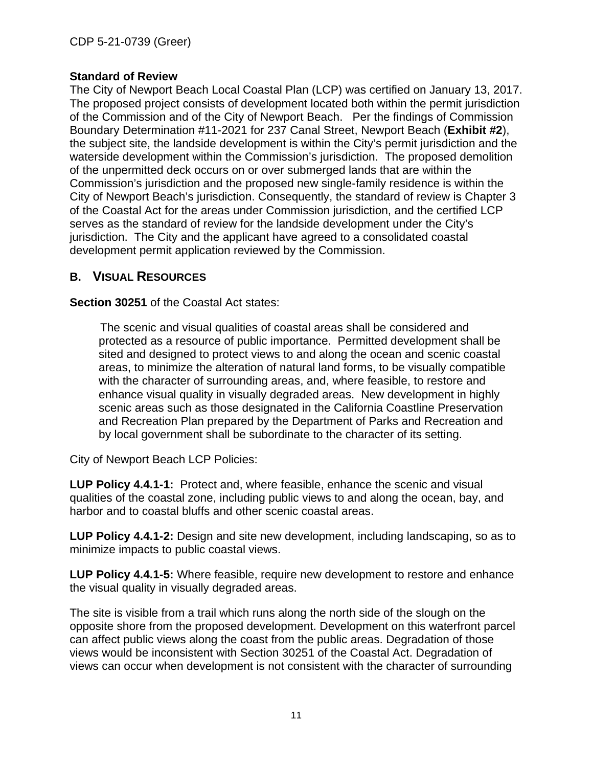**Standard of Review**

The City of Newport Beach Local Coastal Plan (LCP) was certified on January 13, 2017. The proposed project consists of development located both within the permit jurisdiction of the Commission and of the City of Newport Beach. Per the findings of Commission Boundary Determination #11-2021 for 237 Canal Street, Newport Beach (**Exhibit #2**), the subject site, the landside development is within the City's permit jurisdiction and the waterside development within the Commission's jurisdiction. The proposed demolition of the unpermitted deck occurs on or over submerged lands that are within the Commission's jurisdiction and the proposed new single-family residence is within the City of Newport Beach's jurisdiction. Consequently, the standard of review is Chapter 3 of the Coastal Act for the areas under Commission jurisdiction, and the certified LCP serves as the standard of review for the landside development under the City's jurisdiction. The City and the applicant have agreed to a consolidated coastal development permit application reviewed by the Commission.

## B. VISUAL RESOURCES

**Section 30251** of the Coastal Act states:

> The scenic and visual qualities of coastal areas shall be considered and protected as a resource of public importance. Permitted development shall be sited and designed to protect views to and along the ocean and scenic coastal areas, to minimize the alteration of natural land forms, to be visually compatible with the character of surrounding areas, and, where feasible, to restore and enhance visual quality in visually degraded areas. New development in highly scenic areas such as those designated in the California Coastline Preservation and Recreation Plan prepared by the Department of Parks and Recreation and by local government shall be subordinate to the character of its setting.

City of Newport Beach LCP Policies:

**LUP Policy 4.4.1-1:** Protect and, where feasible, enhance the scenic and visual qualities of the coastal zone, including public views to and along the ocean, bay, and harbor and to coastal bluffs and other scenic coastal areas.

**LUP Policy 4.4.1-2:** Design and site new development, including landscaping, so as to minimize impacts to public coastal views.

**LUP Policy 4.4.1-5:** Where feasible, require new development to restore and enhance the visual quality in visually degraded areas.

The site is visible from a trail which runs along the north side of the slough on the opposite shore from the proposed development. Development on this waterfront parcel can affect public views along the coast from the public areas. Degradation of those views would be inconsistent with Section 30251 of the Coastal Act. Degradation of views can occur when development is not consistent with the character of surrounding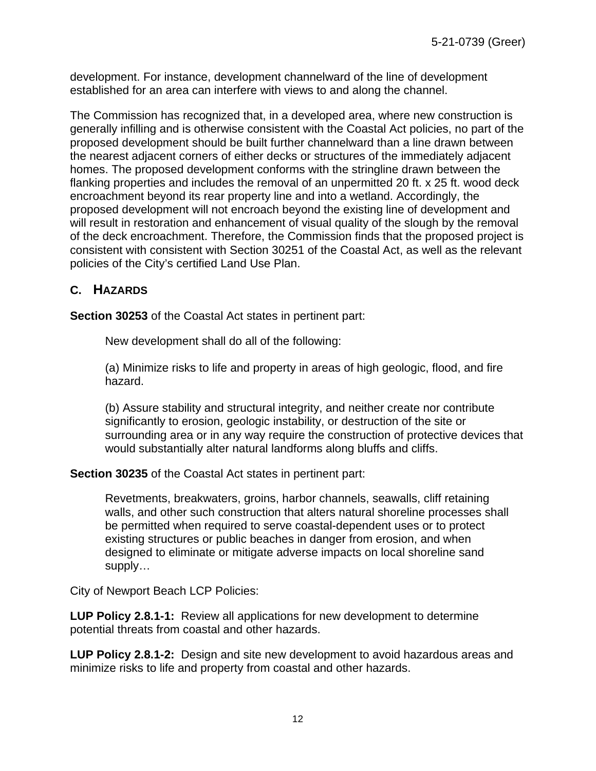development. For instance, development channelward of the line of development established for an area can interfere with views to and along the channel.

The Commission has recognized that, in a developed area, where new construction is generally infilling and is otherwise consistent with the Coastal Act policies, no part of the proposed development should be built further channelward than a line drawn between the nearest adjacent corners of either decks or structures of the immediately adjacent homes. The proposed development conforms with the stringline drawn between the flanking properties and includes the removal of an unpermitted 20 ft. x 25 ft. wood deck encroachment beyond its rear property line and into a wetland. Accordingly, the proposed development will not encroach beyond the existing line of development and will result in restoration and enhancement of visual quality of the slough by the removal of the deck encroachment. Therefore, the Commission finds that the proposed project is consistent with consistent with Section 30251 of the Coastal Act, as well as the relevant policies of the City's certified Land Use Plan.

### C. HAZARDS

**Section 30253** of the Coastal Act states in pertinent part:

> New development shall do all of the following:
>
> (a) Minimize risks to life and property in areas of high geologic, flood, and fire hazard.
>
> (b) Assure stability and structural integrity, and neither create nor contribute significantly to erosion, geologic instability, or destruction of the site or surrounding area or in any way require the construction of protective devices that would substantially alter natural landforms along bluffs and cliffs.

**Section 30235** of the Coastal Act states in pertinent part:

> Revetments, breakwaters, groins, harbor channels, seawalls, cliff retaining walls, and other such construction that alters natural shoreline processes shall be permitted when required to serve coastal-dependent uses or to protect existing structures or public beaches in danger from erosion, and when designed to eliminate or mitigate adverse impacts on local shoreline sand supply…

City of Newport Beach LCP Policies:

**LUP Policy 2.8.1-1:** Review all applications for new development to determine potential threats from coastal and other hazards.

**LUP Policy 2.8.1-2:** Design and site new development to avoid hazardous areas and minimize risks to life and property from coastal and other hazards.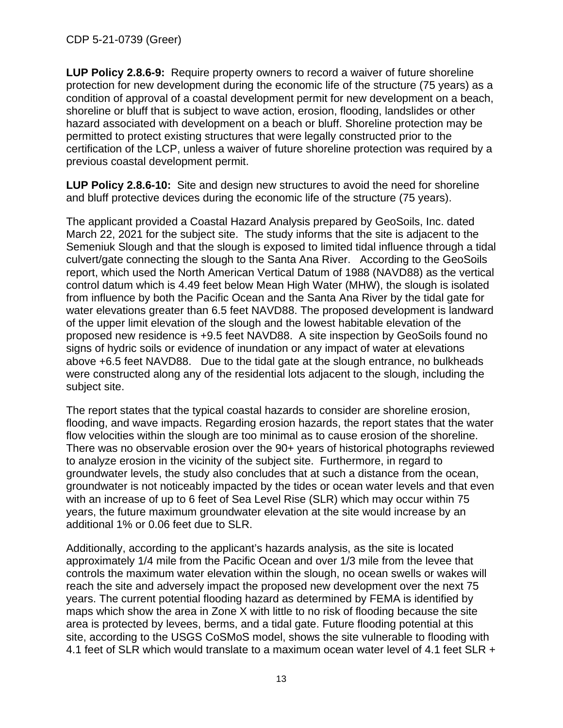**LUP Policy 2.8.6-9:** Require property owners to record a waiver of future shoreline protection for new development during the economic life of the structure (75 years) as a condition of approval of a coastal development permit for new development on a beach, shoreline or bluff that is subject to wave action, erosion, flooding, landslides or other hazard associated with development on a beach or bluff. Shoreline protection may be permitted to protect existing structures that were legally constructed prior to the certification of the LCP, unless a waiver of future shoreline protection was required by a previous coastal development permit.

**LUP Policy 2.8.6-10:** Site and design new structures to avoid the need for shoreline and bluff protective devices during the economic life of the structure (75 years).

The applicant provided a Coastal Hazard Analysis prepared by GeoSoils, Inc. dated March 22, 2021 for the subject site. The study informs that the site is adjacent to the Semeniuk Slough and that the slough is exposed to limited tidal influence through a tidal culvert/gate connecting the slough to the Santa Ana River. According to the GeoSoils report, which used the North American Vertical Datum of 1988 (NAVD88) as the vertical control datum which is 4.49 feet below Mean High Water (MHW), the slough is isolated from influence by both the Pacific Ocean and the Santa Ana River by the tidal gate for water elevations greater than 6.5 feet NAVD88. The proposed development is landward of the upper limit elevation of the slough and the lowest habitable elevation of the proposed new residence is +9.5 feet NAVD88. A site inspection by GeoSoils found no signs of hydric soils or evidence of inundation or any impact of water at elevations above +6.5 feet NAVD88. Due to the tidal gate at the slough entrance, no bulkheads were constructed along any of the residential lots adjacent to the slough, including the subject site.

The report states that the typical coastal hazards to consider are shoreline erosion, flooding, and wave impacts. Regarding erosion hazards, the report states that the water flow velocities within the slough are too minimal as to cause erosion of the shoreline. There was no observable erosion over the 90+ years of historical photographs reviewed to analyze erosion in the vicinity of the subject site. Furthermore, in regard to groundwater levels, the study also concludes that at such a distance from the ocean, groundwater is not noticeably impacted by the tides or ocean water levels and that even with an increase of up to 6 feet of Sea Level Rise (SLR) which may occur within 75 years, the future maximum groundwater elevation at the site would increase by an additional 1% or 0.06 feet due to SLR.

Additionally, according to the applicant's hazards analysis, as the site is located approximately 1/4 mile from the Pacific Ocean and over 1/3 mile from the levee that controls the maximum water elevation within the slough, no ocean swells or wakes will reach the site and adversely impact the proposed new development over the next 75 years. The current potential flooding hazard as determined by FEMA is identified by maps which show the area in Zone X with little to no risk of flooding because the site area is protected by levees, berms, and a tidal gate. Future flooding potential at this site, according to the USGS CoSMoS model, shows the site vulnerable to flooding with 4.1 feet of SLR which would translate to a maximum ocean water level of 4.1 feet SLR +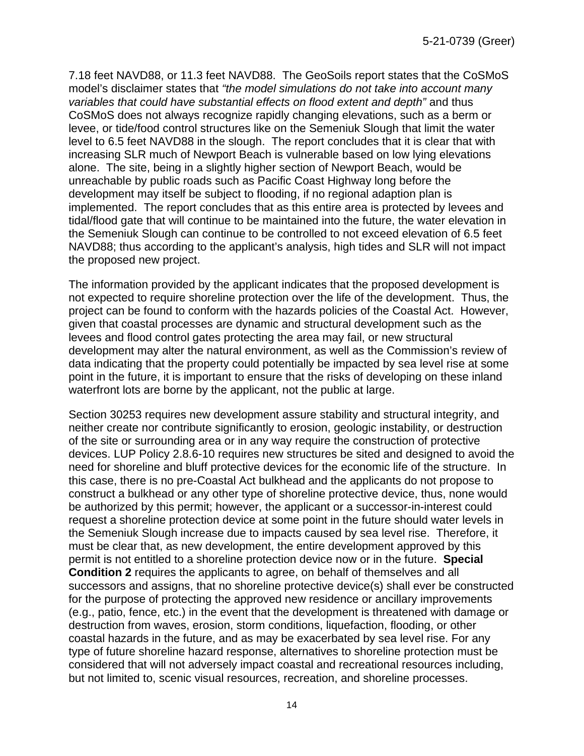7.18 feet NAVD88, or 11.3 feet NAVD88. The GeoSoils report states that the CoSMoS model's disclaimer states that *"the model simulations do not take into account many variables that could have substantial effects on flood extent and depth"* and thus CoSMoS does not always recognize rapidly changing elevations, such as a berm or levee, or tide/food control structures like on the Semeniuk Slough that limit the water level to 6.5 feet NAVD88 in the slough. The report concludes that it is clear that with increasing SLR much of Newport Beach is vulnerable based on low lying elevations alone. The site, being in a slightly higher section of Newport Beach, would be unreachable by public roads such as Pacific Coast Highway long before the development may itself be subject to flooding, if no regional adaption plan is implemented. The report concludes that as this entire area is protected by levees and tidal/flood gate that will continue to be maintained into the future, the water elevation in the Semeniuk Slough can continue to be controlled to not exceed elevation of 6.5 feet NAVD88; thus according to the applicant's analysis, high tides and SLR will not impact the proposed new project.

The information provided by the applicant indicates that the proposed development is not expected to require shoreline protection over the life of the development. Thus, the project can be found to conform with the hazards policies of the Coastal Act. However, given that coastal processes are dynamic and structural development such as the levees and flood control gates protecting the area may fail, or new structural development may alter the natural environment, as well as the Commission's review of data indicating that the property could potentially be impacted by sea level rise at some point in the future, it is important to ensure that the risks of developing on these inland waterfront lots are borne by the applicant, not the public at large.

Section 30253 requires new development assure stability and structural integrity, and neither create nor contribute significantly to erosion, geologic instability, or destruction of the site or surrounding area or in any way require the construction of protective devices. LUP Policy 2.8.6-10 requires new structures be sited and designed to avoid the need for shoreline and bluff protective devices for the economic life of the structure. In this case, there is no pre-Coastal Act bulkhead and the applicants do not propose to construct a bulkhead or any other type of shoreline protective device, thus, none would be authorized by this permit; however, the applicant or a successor-in-interest could request a shoreline protection device at some point in the future should water levels in the Semeniuk Slough increase due to impacts caused by sea level rise. Therefore, it must be clear that, as new development, the entire development approved by this permit is not entitled to a shoreline protection device now or in the future. **Special Condition 2** requires the applicants to agree, on behalf of themselves and all successors and assigns, that no shoreline protective device(s) shall ever be constructed for the purpose of protecting the approved new residence or ancillary improvements (e.g., patio, fence, etc.) in the event that the development is threatened with damage or destruction from waves, erosion, storm conditions, liquefaction, flooding, or other coastal hazards in the future, and as may be exacerbated by sea level rise. For any type of future shoreline hazard response, alternatives to shoreline protection must be considered that will not adversely impact coastal and recreational resources including, but not limited to, scenic visual resources, recreation, and shoreline processes.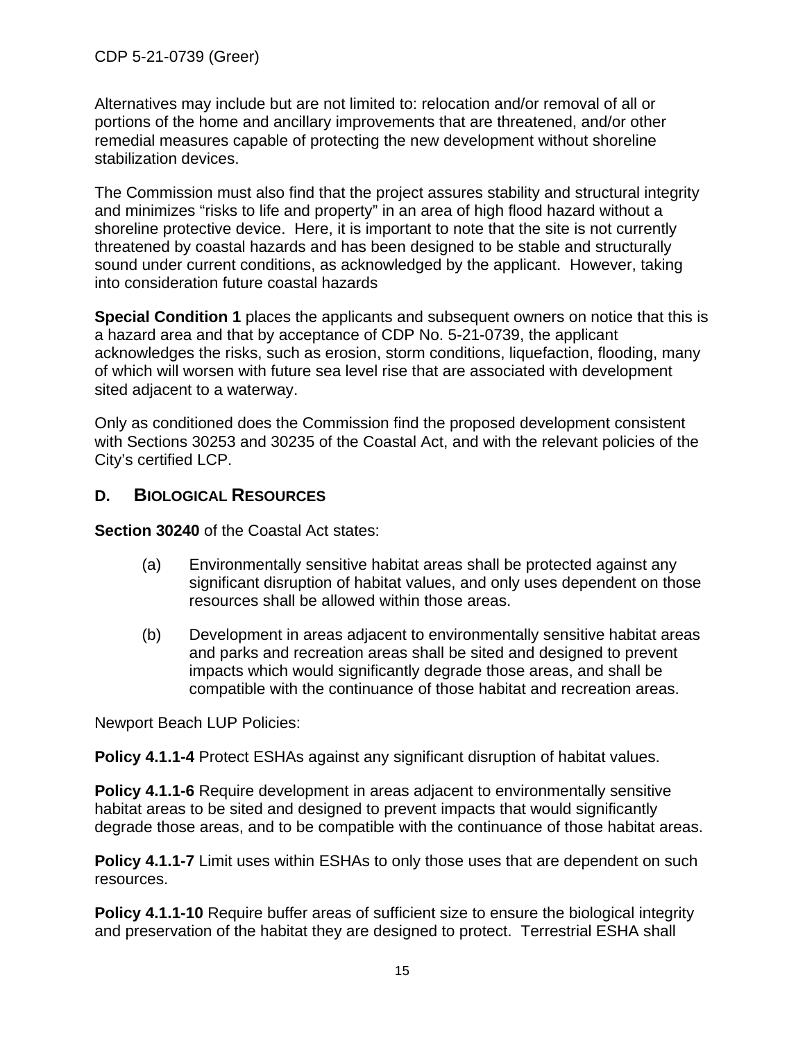Alternatives may include but are not limited to: relocation and/or removal of all or portions of the home and ancillary improvements that are threatened, and/or other remedial measures capable of protecting the new development without shoreline stabilization devices.

The Commission must also find that the project assures stability and structural integrity and minimizes "risks to life and property" in an area of high flood hazard without a shoreline protective device. Here, it is important to note that the site is not currently threatened by coastal hazards and has been designed to be stable and structurally sound under current conditions, as acknowledged by the applicant. However, taking into consideration future coastal hazards

**Special Condition 1** places the applicants and subsequent owners on notice that this is a hazard area and that by acceptance of CDP No. 5-21-0739, the applicant acknowledges the risks, such as erosion, storm conditions, liquefaction, flooding, many of which will worsen with future sea level rise that are associated with development sited adjacent to a waterway.

Only as conditioned does the Commission find the proposed development consistent with Sections 30253 and 30235 of the Coastal Act, and with the relevant policies of the City's certified LCP.

## D. BIOLOGICAL RESOURCES

**Section 30240** of the Coastal Act states:

> (a) Environmentally sensitive habitat areas shall be protected against any significant disruption of habitat values, and only uses dependent on those resources shall be allowed within those areas.
>
> (b) Development in areas adjacent to environmentally sensitive habitat areas and parks and recreation areas shall be sited and designed to prevent impacts which would significantly degrade those areas, and shall be compatible with the continuance of those habitat and recreation areas.

Newport Beach LUP Policies:

**Policy 4.1.1-4** Protect ESHAs against any significant disruption of habitat values.

**Policy 4.1.1-6** Require development in areas adjacent to environmentally sensitive habitat areas to be sited and designed to prevent impacts that would significantly degrade those areas, and to be compatible with the continuance of those habitat areas.

**Policy 4.1.1-7** Limit uses within ESHAs to only those uses that are dependent on such resources.

**Policy 4.1.1-10** Require buffer areas of sufficient size to ensure the biological integrity and preservation of the habitat they are designed to protect. Terrestrial ESHA shall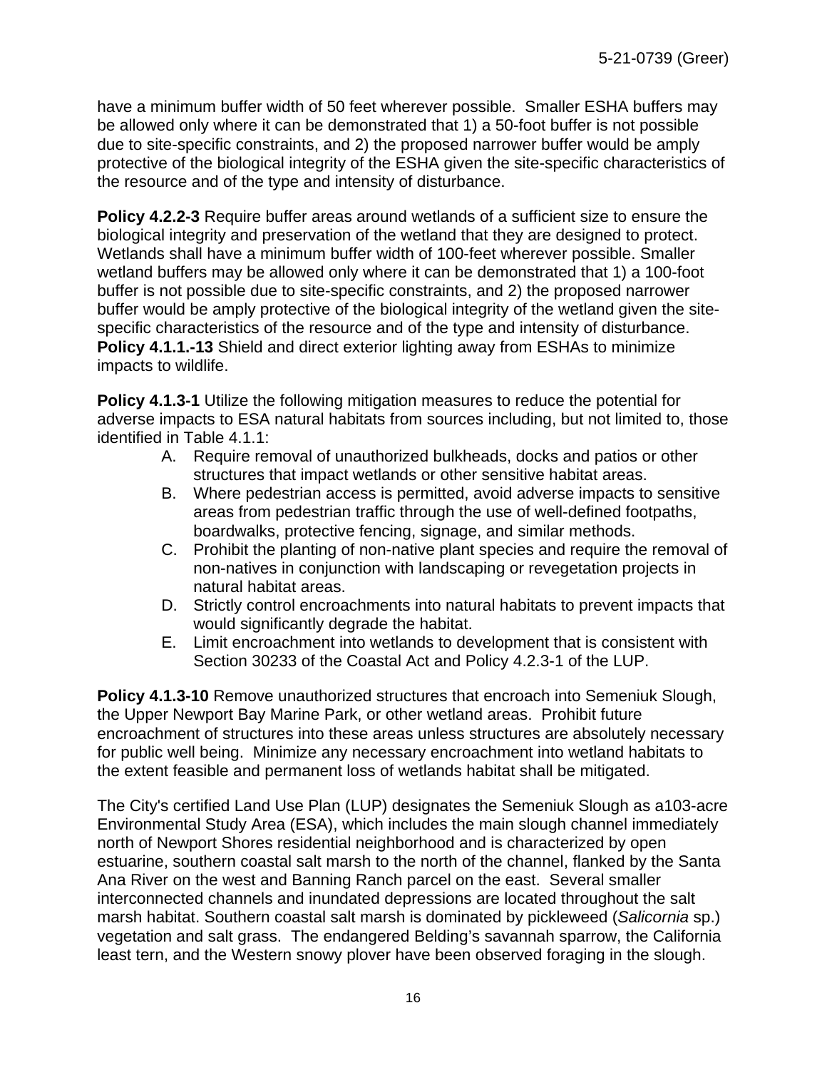have a minimum buffer width of 50 feet wherever possible. Smaller ESHA buffers may be allowed only where it can be demonstrated that 1) a 50-foot buffer is not possible due to site-specific constraints, and 2) the proposed narrower buffer would be amply protective of the biological integrity of the ESHA given the site-specific characteristics of the resource and of the type and intensity of disturbance.

**Policy 4.2.2-3** Require buffer areas around wetlands of a sufficient size to ensure the biological integrity and preservation of the wetland that they are designed to protect. Wetlands shall have a minimum buffer width of 100-feet wherever possible. Smaller wetland buffers may be allowed only where it can be demonstrated that 1) a 100-foot buffer is not possible due to site-specific constraints, and 2) the proposed narrower buffer would be amply protective of the biological integrity of the wetland given the site-specific characteristics of the resource and of the type and intensity of disturbance.
**Policy 4.1.1.-13** Shield and direct exterior lighting away from ESHAs to minimize impacts to wildlife.

**Policy 4.1.3-1** Utilize the following mitigation measures to reduce the potential for adverse impacts to ESA natural habitats from sources including, but not limited to, those identified in Table 4.1.1:

A. Require removal of unauthorized bulkheads, docks and patios or other structures that impact wetlands or other sensitive habitat areas.
B. Where pedestrian access is permitted, avoid adverse impacts to sensitive areas from pedestrian traffic through the use of well-defined footpaths, boardwalks, protective fencing, signage, and similar methods.
C. Prohibit the planting of non-native plant species and require the removal of non-natives in conjunction with landscaping or revegetation projects in natural habitat areas.
D. Strictly control encroachments into natural habitats to prevent impacts that would significantly degrade the habitat.
E. Limit encroachment into wetlands to development that is consistent with Section 30233 of the Coastal Act and Policy 4.2.3-1 of the LUP.

**Policy 4.1.3-10** Remove unauthorized structures that encroach into Semeniuk Slough, the Upper Newport Bay Marine Park, or other wetland areas. Prohibit future encroachment of structures into these areas unless structures are absolutely necessary for public well being. Minimize any necessary encroachment into wetland habitats to the extent feasible and permanent loss of wetlands habitat shall be mitigated.

The City's certified Land Use Plan (LUP) designates the Semeniuk Slough as a103-acre Environmental Study Area (ESA), which includes the main slough channel immediately north of Newport Shores residential neighborhood and is characterized by open estuarine, southern coastal salt marsh to the north of the channel, flanked by the Santa Ana River on the west and Banning Ranch parcel on the east. Several smaller interconnected channels and inundated depressions are located throughout the salt marsh habitat. Southern coastal salt marsh is dominated by pickleweed (*Salicornia* sp.) vegetation and salt grass. The endangered Belding's savannah sparrow, the California least tern, and the Western snowy plover have been observed foraging in the slough.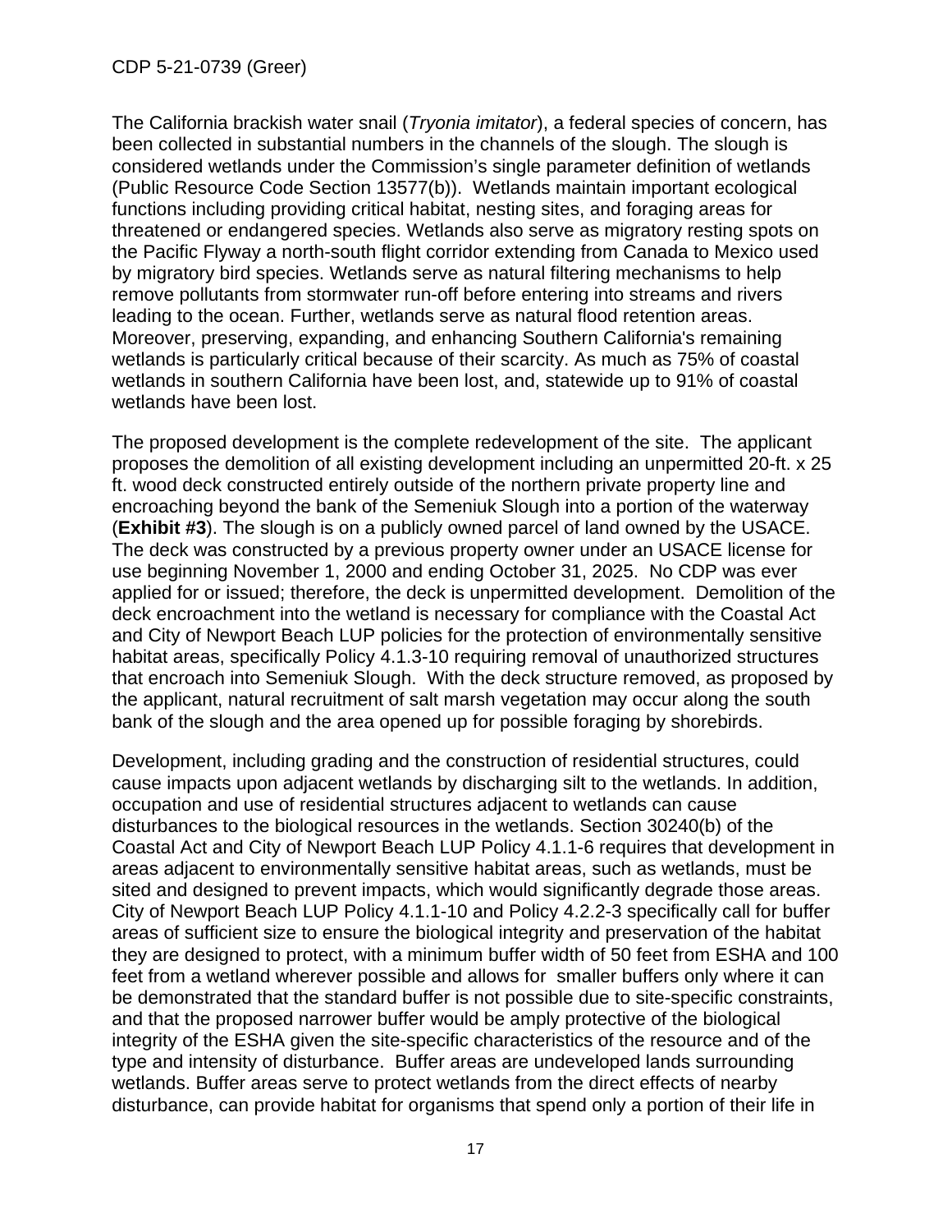The California brackish water snail (*Tryonia imitator*), a federal species of concern, has been collected in substantial numbers in the channels of the slough. The slough is considered wetlands under the Commission's single parameter definition of wetlands (Public Resource Code Section 13577(b)). Wetlands maintain important ecological functions including providing critical habitat, nesting sites, and foraging areas for threatened or endangered species. Wetlands also serve as migratory resting spots on the Pacific Flyway a north-south flight corridor extending from Canada to Mexico used by migratory bird species. Wetlands serve as natural filtering mechanisms to help remove pollutants from stormwater run-off before entering into streams and rivers leading to the ocean. Further, wetlands serve as natural flood retention areas. Moreover, preserving, expanding, and enhancing Southern California's remaining wetlands is particularly critical because of their scarcity. As much as 75% of coastal wetlands in southern California have been lost, and, statewide up to 91% of coastal wetlands have been lost.

The proposed development is the complete redevelopment of the site. The applicant proposes the demolition of all existing development including an unpermitted 20-ft. x 25 ft. wood deck constructed entirely outside of the northern private property line and encroaching beyond the bank of the Semeniuk Slough into a portion of the waterway (**Exhibit #3**). The slough is on a publicly owned parcel of land owned by the USACE. The deck was constructed by a previous property owner under an USACE license for use beginning November 1, 2000 and ending October 31, 2025. No CDP was ever applied for or issued; therefore, the deck is unpermitted development. Demolition of the deck encroachment into the wetland is necessary for compliance with the Coastal Act and City of Newport Beach LUP policies for the protection of environmentally sensitive habitat areas, specifically Policy 4.1.3-10 requiring removal of unauthorized structures that encroach into Semeniuk Slough. With the deck structure removed, as proposed by the applicant, natural recruitment of salt marsh vegetation may occur along the south bank of the slough and the area opened up for possible foraging by shorebirds.

Development, including grading and the construction of residential structures, could cause impacts upon adjacent wetlands by discharging silt to the wetlands. In addition, occupation and use of residential structures adjacent to wetlands can cause disturbances to the biological resources in the wetlands. Section 30240(b) of the Coastal Act and City of Newport Beach LUP Policy 4.1.1-6 requires that development in areas adjacent to environmentally sensitive habitat areas, such as wetlands, must be sited and designed to prevent impacts, which would significantly degrade those areas. City of Newport Beach LUP Policy 4.1.1-10 and Policy 4.2.2-3 specifically call for buffer areas of sufficient size to ensure the biological integrity and preservation of the habitat they are designed to protect, with a minimum buffer width of 50 feet from ESHA and 100 feet from a wetland wherever possible and allows for smaller buffers only where it can be demonstrated that the standard buffer is not possible due to site-specific constraints, and that the proposed narrower buffer would be amply protective of the biological integrity of the ESHA given the site-specific characteristics of the resource and of the type and intensity of disturbance. Buffer areas are undeveloped lands surrounding wetlands. Buffer areas serve to protect wetlands from the direct effects of nearby disturbance, can provide habitat for organisms that spend only a portion of their life in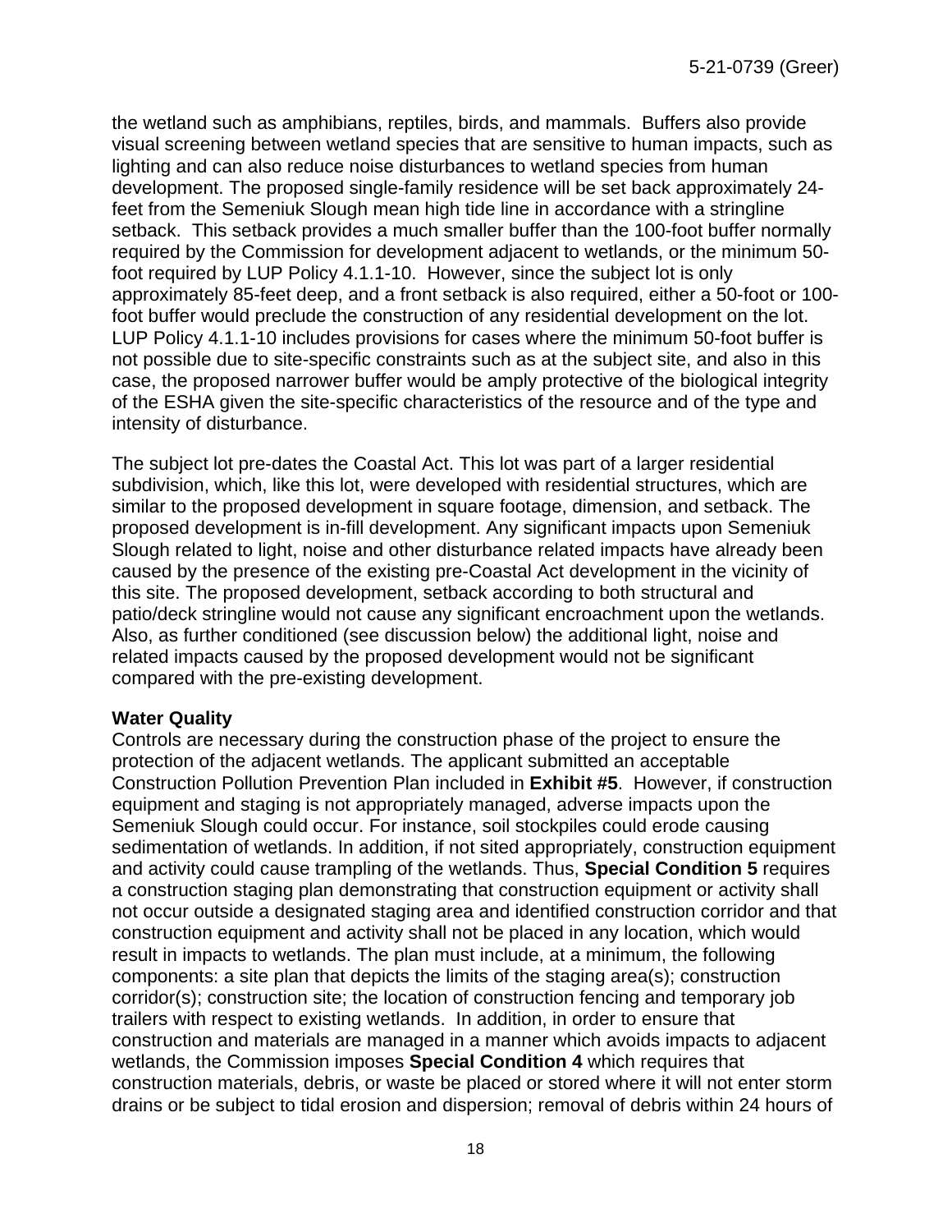the wetland such as amphibians, reptiles, birds, and mammals. Buffers also provide visual screening between wetland species that are sensitive to human impacts, such as lighting and can also reduce noise disturbances to wetland species from human development. The proposed single-family residence will be set back approximately 24-feet from the Semeniuk Slough mean high tide line in accordance with a stringline setback. This setback provides a much smaller buffer than the 100-foot buffer normally required by the Commission for development adjacent to wetlands, or the minimum 50-foot required by LUP Policy 4.1.1-10. However, since the subject lot is only approximately 85-feet deep, and a front setback is also required, either a 50-foot or 100-foot buffer would preclude the construction of any residential development on the lot. LUP Policy 4.1.1-10 includes provisions for cases where the minimum 50-foot buffer is not possible due to site-specific constraints such as at the subject site, and also in this case, the proposed narrower buffer would be amply protective of the biological integrity of the ESHA given the site-specific characteristics of the resource and of the type and intensity of disturbance.

The subject lot pre-dates the Coastal Act. This lot was part of a larger residential subdivision, which, like this lot, were developed with residential structures, which are similar to the proposed development in square footage, dimension, and setback. The proposed development is in-fill development. Any significant impacts upon Semeniuk Slough related to light, noise and other disturbance related impacts have already been caused by the presence of the existing pre-Coastal Act development in the vicinity of this site. The proposed development, setback according to both structural and patio/deck stringline would not cause any significant encroachment upon the wetlands. Also, as further conditioned (see discussion below) the additional light, noise and related impacts caused by the proposed development would not be significant compared with the pre-existing development.

**Water Quality**

Controls are necessary during the construction phase of the project to ensure the protection of the adjacent wetlands. The applicant submitted an acceptable Construction Pollution Prevention Plan included in **Exhibit #5**. However, if construction equipment and staging is not appropriately managed, adverse impacts upon the Semeniuk Slough could occur. For instance, soil stockpiles could erode causing sedimentation of wetlands. In addition, if not sited appropriately, construction equipment and activity could cause trampling of the wetlands. Thus, **Special Condition 5** requires a construction staging plan demonstrating that construction equipment or activity shall not occur outside a designated staging area and identified construction corridor and that construction equipment and activity shall not be placed in any location, which would result in impacts to wetlands. The plan must include, at a minimum, the following components: a site plan that depicts the limits of the staging area(s); construction corridor(s); construction site; the location of construction fencing and temporary job trailers with respect to existing wetlands. In addition, in order to ensure that construction and materials are managed in a manner which avoids impacts to adjacent wetlands, the Commission imposes **Special Condition 4** which requires that construction materials, debris, or waste be placed or stored where it will not enter storm drains or be subject to tidal erosion and dispersion; removal of debris within 24 hours of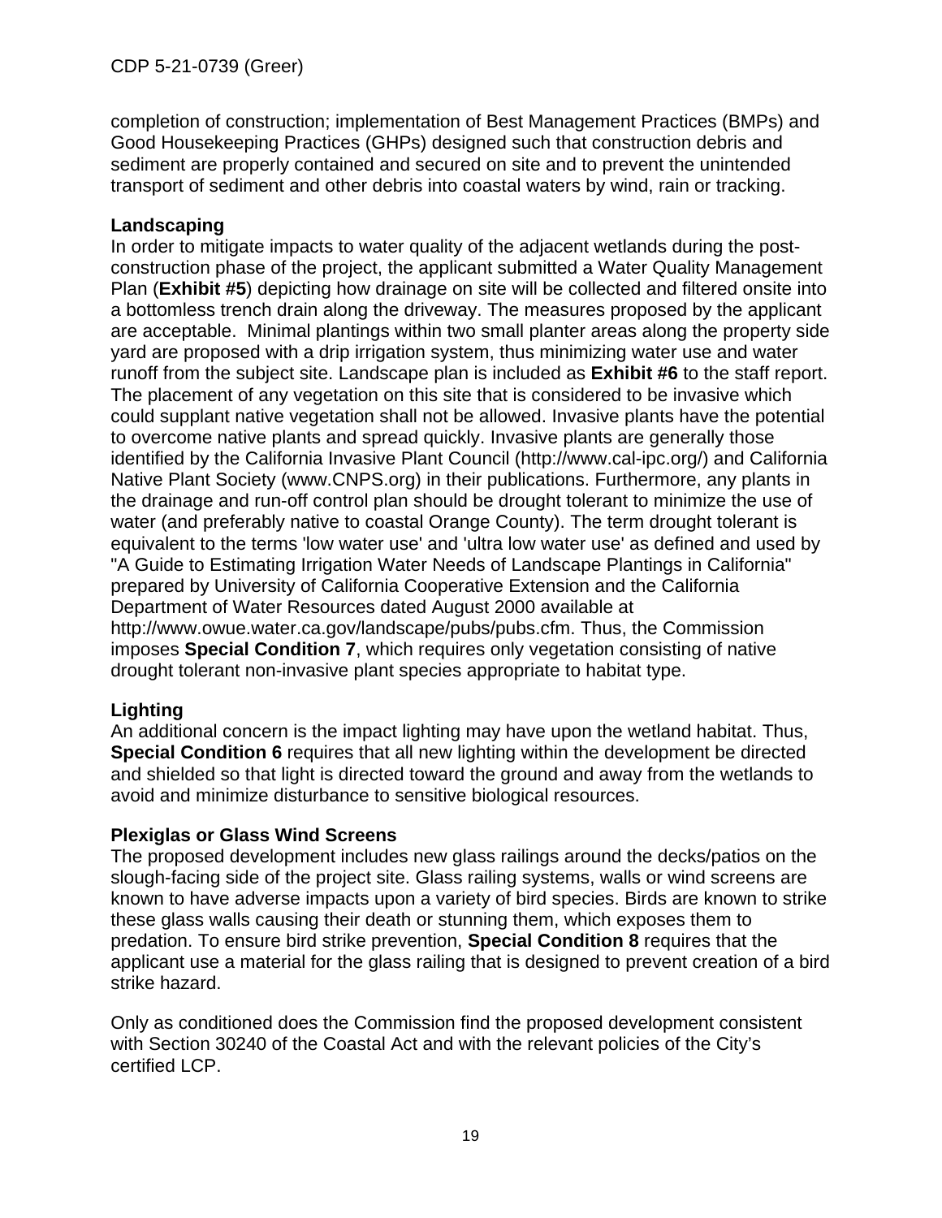completion of construction; implementation of Best Management Practices (BMPs) and Good Housekeeping Practices (GHPs) designed such that construction debris and sediment are properly contained and secured on site and to prevent the unintended transport of sediment and other debris into coastal waters by wind, rain or tracking.

**Landscaping**

In order to mitigate impacts to water quality of the adjacent wetlands during the post-construction phase of the project, the applicant submitted a Water Quality Management Plan (**Exhibit #5**) depicting how drainage on site will be collected and filtered onsite into a bottomless trench drain along the driveway. The measures proposed by the applicant are acceptable. Minimal plantings within two small planter areas along the property side yard are proposed with a drip irrigation system, thus minimizing water use and water runoff from the subject site. Landscape plan is included as **Exhibit #6** to the staff report. The placement of any vegetation on this site that is considered to be invasive which could supplant native vegetation shall not be allowed. Invasive plants have the potential to overcome native plants and spread quickly. Invasive plants are generally those identified by the California Invasive Plant Council (http://www.cal-ipc.org/) and California Native Plant Society (www.CNPS.org) in their publications. Furthermore, any plants in the drainage and run-off control plan should be drought tolerant to minimize the use of water (and preferably native to coastal Orange County). The term drought tolerant is equivalent to the terms 'low water use' and 'ultra low water use' as defined and used by "A Guide to Estimating Irrigation Water Needs of Landscape Plantings in California" prepared by University of California Cooperative Extension and the California Department of Water Resources dated August 2000 available at http://www.owue.water.ca.gov/landscape/pubs/pubs.cfm. Thus, the Commission imposes **Special Condition 7**, which requires only vegetation consisting of native drought tolerant non-invasive plant species appropriate to habitat type.

**Lighting**

An additional concern is the impact lighting may have upon the wetland habitat. Thus, **Special Condition 6** requires that all new lighting within the development be directed and shielded so that light is directed toward the ground and away from the wetlands to avoid and minimize disturbance to sensitive biological resources.

**Plexiglas or Glass Wind Screens**

The proposed development includes new glass railings around the decks/patios on the slough-facing side of the project site. Glass railing systems, walls or wind screens are known to have adverse impacts upon a variety of bird species. Birds are known to strike these glass walls causing their death or stunning them, which exposes them to predation. To ensure bird strike prevention, **Special Condition 8** requires that the applicant use a material for the glass railing that is designed to prevent creation of a bird strike hazard.

Only as conditioned does the Commission find the proposed development consistent with Section 30240 of the Coastal Act and with the relevant policies of the City's certified LCP.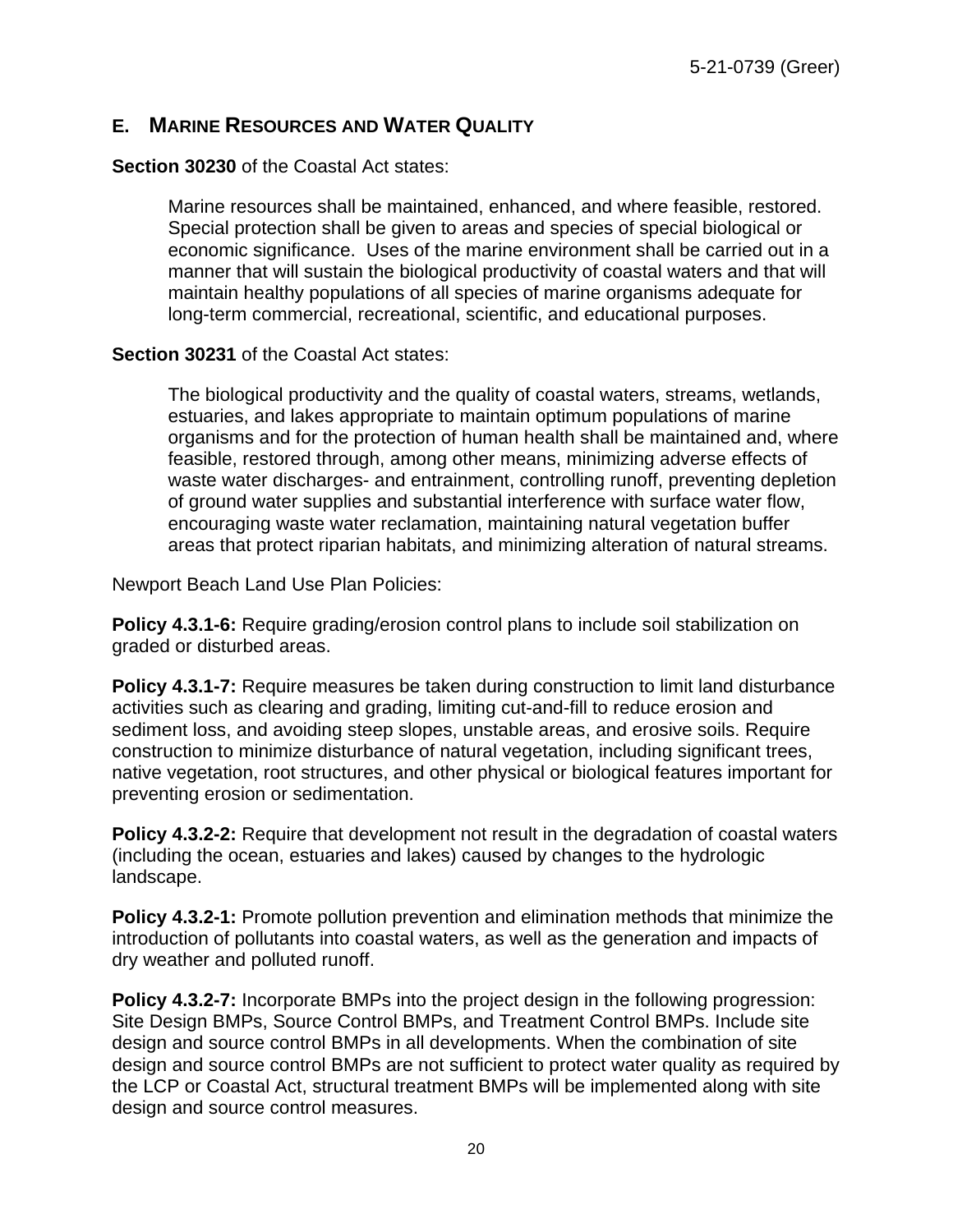## E. MARINE RESOURCES AND WATER QUALITY

**Section 30230** of the Coastal Act states:

> Marine resources shall be maintained, enhanced, and where feasible, restored. Special protection shall be given to areas and species of special biological or economic significance. Uses of the marine environment shall be carried out in a manner that will sustain the biological productivity of coastal waters and that will maintain healthy populations of all species of marine organisms adequate for long-term commercial, recreational, scientific, and educational purposes.

**Section 30231** of the Coastal Act states:

> The biological productivity and the quality of coastal waters, streams, wetlands, estuaries, and lakes appropriate to maintain optimum populations of marine organisms and for the protection of human health shall be maintained and, where feasible, restored through, among other means, minimizing adverse effects of waste water discharges- and entrainment, controlling runoff, preventing depletion of ground water supplies and substantial interference with surface water flow, encouraging waste water reclamation, maintaining natural vegetation buffer areas that protect riparian habitats, and minimizing alteration of natural streams.

Newport Beach Land Use Plan Policies:

**Policy 4.3.1-6:** Require grading/erosion control plans to include soil stabilization on graded or disturbed areas.

**Policy 4.3.1-7:** Require measures be taken during construction to limit land disturbance activities such as clearing and grading, limiting cut-and-fill to reduce erosion and sediment loss, and avoiding steep slopes, unstable areas, and erosive soils. Require construction to minimize disturbance of natural vegetation, including significant trees, native vegetation, root structures, and other physical or biological features important for preventing erosion or sedimentation.

**Policy 4.3.2-2:** Require that development not result in the degradation of coastal waters (including the ocean, estuaries and lakes) caused by changes to the hydrologic landscape.

**Policy 4.3.2-1:** Promote pollution prevention and elimination methods that minimize the introduction of pollutants into coastal waters, as well as the generation and impacts of dry weather and polluted runoff.

**Policy 4.3.2-7:** Incorporate BMPs into the project design in the following progression: Site Design BMPs, Source Control BMPs, and Treatment Control BMPs. Include site design and source control BMPs in all developments. When the combination of site design and source control BMPs are not sufficient to protect water quality as required by the LCP or Coastal Act, structural treatment BMPs will be implemented along with site design and source control measures.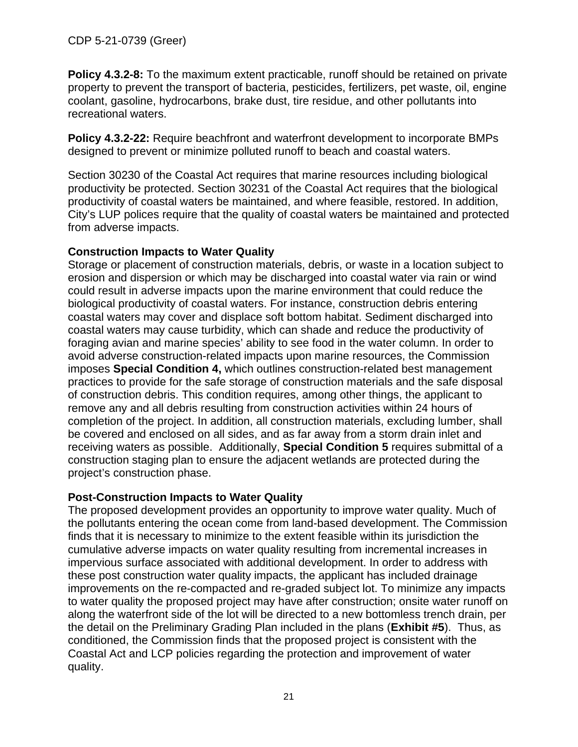**Policy 4.3.2-8:** To the maximum extent practicable, runoff should be retained on private property to prevent the transport of bacteria, pesticides, fertilizers, pet waste, oil, engine coolant, gasoline, hydrocarbons, brake dust, tire residue, and other pollutants into recreational waters.

**Policy 4.3.2-22:** Require beachfront and waterfront development to incorporate BMPs designed to prevent or minimize polluted runoff to beach and coastal waters.

Section 30230 of the Coastal Act requires that marine resources including biological productivity be protected. Section 30231 of the Coastal Act requires that the biological productivity of coastal waters be maintained, and where feasible, restored. In addition, City's LUP polices require that the quality of coastal waters be maintained and protected from adverse impacts.

**Construction Impacts to Water Quality**

Storage or placement of construction materials, debris, or waste in a location subject to erosion and dispersion or which may be discharged into coastal water via rain or wind could result in adverse impacts upon the marine environment that could reduce the biological productivity of coastal waters. For instance, construction debris entering coastal waters may cover and displace soft bottom habitat. Sediment discharged into coastal waters may cause turbidity, which can shade and reduce the productivity of foraging avian and marine species' ability to see food in the water column. In order to avoid adverse construction-related impacts upon marine resources, the Commission imposes **Special Condition 4,** which outlines construction-related best management practices to provide for the safe storage of construction materials and the safe disposal of construction debris. This condition requires, among other things, the applicant to remove any and all debris resulting from construction activities within 24 hours of completion of the project. In addition, all construction materials, excluding lumber, shall be covered and enclosed on all sides, and as far away from a storm drain inlet and receiving waters as possible. Additionally, **Special Condition 5** requires submittal of a construction staging plan to ensure the adjacent wetlands are protected during the project's construction phase.

**Post-Construction Impacts to Water Quality**

The proposed development provides an opportunity to improve water quality. Much of the pollutants entering the ocean come from land-based development. The Commission finds that it is necessary to minimize to the extent feasible within its jurisdiction the cumulative adverse impacts on water quality resulting from incremental increases in impervious surface associated with additional development. In order to address with these post construction water quality impacts, the applicant has included drainage improvements on the re-compacted and re-graded subject lot. To minimize any impacts to water quality the proposed project may have after construction; onsite water runoff on along the waterfront side of the lot will be directed to a new bottomless trench drain, per the detail on the Preliminary Grading Plan included in the plans (**Exhibit #5**). Thus, as conditioned, the Commission finds that the proposed project is consistent with the Coastal Act and LCP policies regarding the protection and improvement of water quality.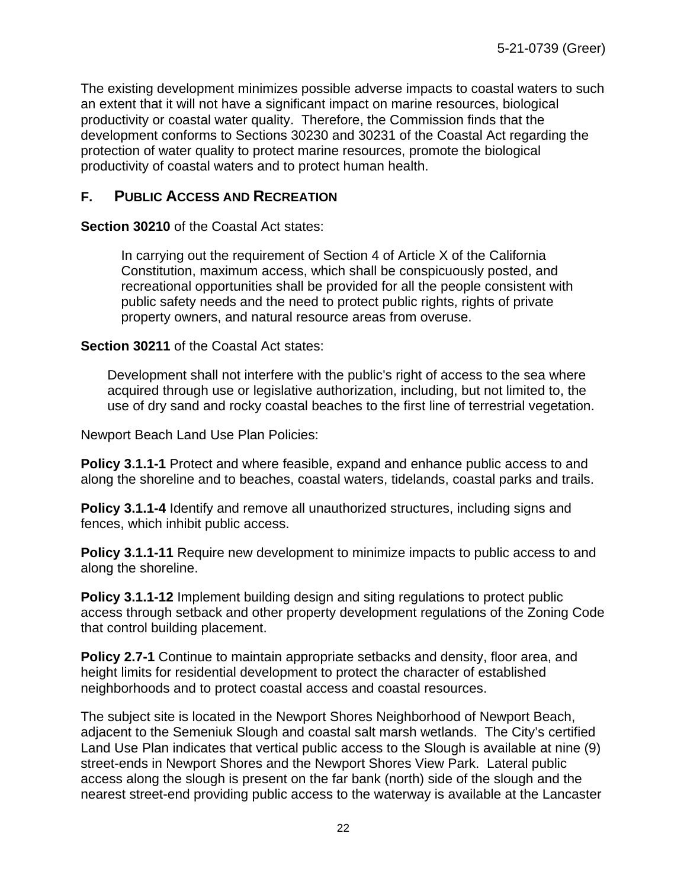The existing development minimizes possible adverse impacts to coastal waters to such an extent that it will not have a significant impact on marine resources, biological productivity or coastal water quality. Therefore, the Commission finds that the development conforms to Sections 30230 and 30231 of the Coastal Act regarding the protection of water quality to protect marine resources, promote the biological productivity of coastal waters and to protect human health.

## F. PUBLIC ACCESS AND RECREATION

**Section 30210** of the Coastal Act states:

> In carrying out the requirement of Section 4 of Article X of the California Constitution, maximum access, which shall be conspicuously posted, and recreational opportunities shall be provided for all the people consistent with public safety needs and the need to protect public rights, rights of private property owners, and natural resource areas from overuse.

**Section 30211** of the Coastal Act states:

> Development shall not interfere with the public's right of access to the sea where acquired through use or legislative authorization, including, but not limited to, the use of dry sand and rocky coastal beaches to the first line of terrestrial vegetation.

Newport Beach Land Use Plan Policies:

**Policy 3.1.1-1** Protect and where feasible, expand and enhance public access to and along the shoreline and to beaches, coastal waters, tidelands, coastal parks and trails.

**Policy 3.1.1-4** Identify and remove all unauthorized structures, including signs and fences, which inhibit public access.

**Policy 3.1.1-11** Require new development to minimize impacts to public access to and along the shoreline.

**Policy 3.1.1-12** Implement building design and siting regulations to protect public access through setback and other property development regulations of the Zoning Code that control building placement.

**Policy 2.7-1** Continue to maintain appropriate setbacks and density, floor area, and height limits for residential development to protect the character of established neighborhoods and to protect coastal access and coastal resources.

The subject site is located in the Newport Shores Neighborhood of Newport Beach, adjacent to the Semeniuk Slough and coastal salt marsh wetlands. The City's certified Land Use Plan indicates that vertical public access to the Slough is available at nine (9) street-ends in Newport Shores and the Newport Shores View Park. Lateral public access along the slough is present on the far bank (north) side of the slough and the nearest street-end providing public access to the waterway is available at the Lancaster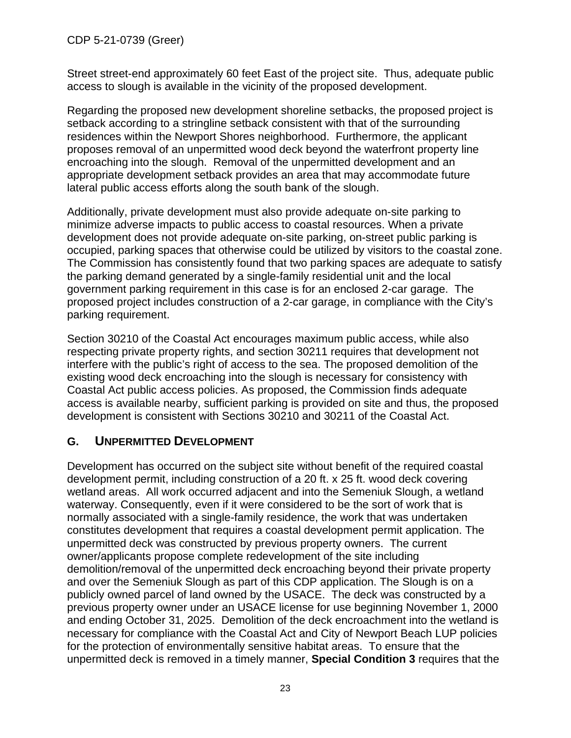Street street-end approximately 60 feet East of the project site. Thus, adequate public access to slough is available in the vicinity of the proposed development.

Regarding the proposed new development shoreline setbacks, the proposed project is setback according to a stringline setback consistent with that of the surrounding residences within the Newport Shores neighborhood. Furthermore, the applicant proposes removal of an unpermitted wood deck beyond the waterfront property line encroaching into the slough. Removal of the unpermitted development and an appropriate development setback provides an area that may accommodate future lateral public access efforts along the south bank of the slough.

Additionally, private development must also provide adequate on-site parking to minimize adverse impacts to public access to coastal resources. When a private development does not provide adequate on-site parking, on-street public parking is occupied, parking spaces that otherwise could be utilized by visitors to the coastal zone. The Commission has consistently found that two parking spaces are adequate to satisfy the parking demand generated by a single-family residential unit and the local government parking requirement in this case is for an enclosed 2-car garage. The proposed project includes construction of a 2-car garage, in compliance with the City's parking requirement.

Section 30210 of the Coastal Act encourages maximum public access, while also respecting private property rights, and section 30211 requires that development not interfere with the public's right of access to the sea. The proposed demolition of the existing wood deck encroaching into the slough is necessary for consistency with Coastal Act public access policies. As proposed, the Commission finds adequate access is available nearby, sufficient parking is provided on site and thus, the proposed development is consistent with Sections 30210 and 30211 of the Coastal Act.

## G. UNPERMITTED DEVELOPMENT

Development has occurred on the subject site without benefit of the required coastal development permit, including construction of a 20 ft. x 25 ft. wood deck covering wetland areas. All work occurred adjacent and into the Semeniuk Slough, a wetland waterway. Consequently, even if it were considered to be the sort of work that is normally associated with a single-family residence, the work that was undertaken constitutes development that requires a coastal development permit application. The unpermitted deck was constructed by previous property owners. The current owner/applicants propose complete redevelopment of the site including demolition/removal of the unpermitted deck encroaching beyond their private property and over the Semeniuk Slough as part of this CDP application. The Slough is on a publicly owned parcel of land owned by the USACE. The deck was constructed by a previous property owner under an USACE license for use beginning November 1, 2000 and ending October 31, 2025. Demolition of the deck encroachment into the wetland is necessary for compliance with the Coastal Act and City of Newport Beach LUP policies for the protection of environmentally sensitive habitat areas. To ensure that the unpermitted deck is removed in a timely manner, **Special Condition 3** requires that the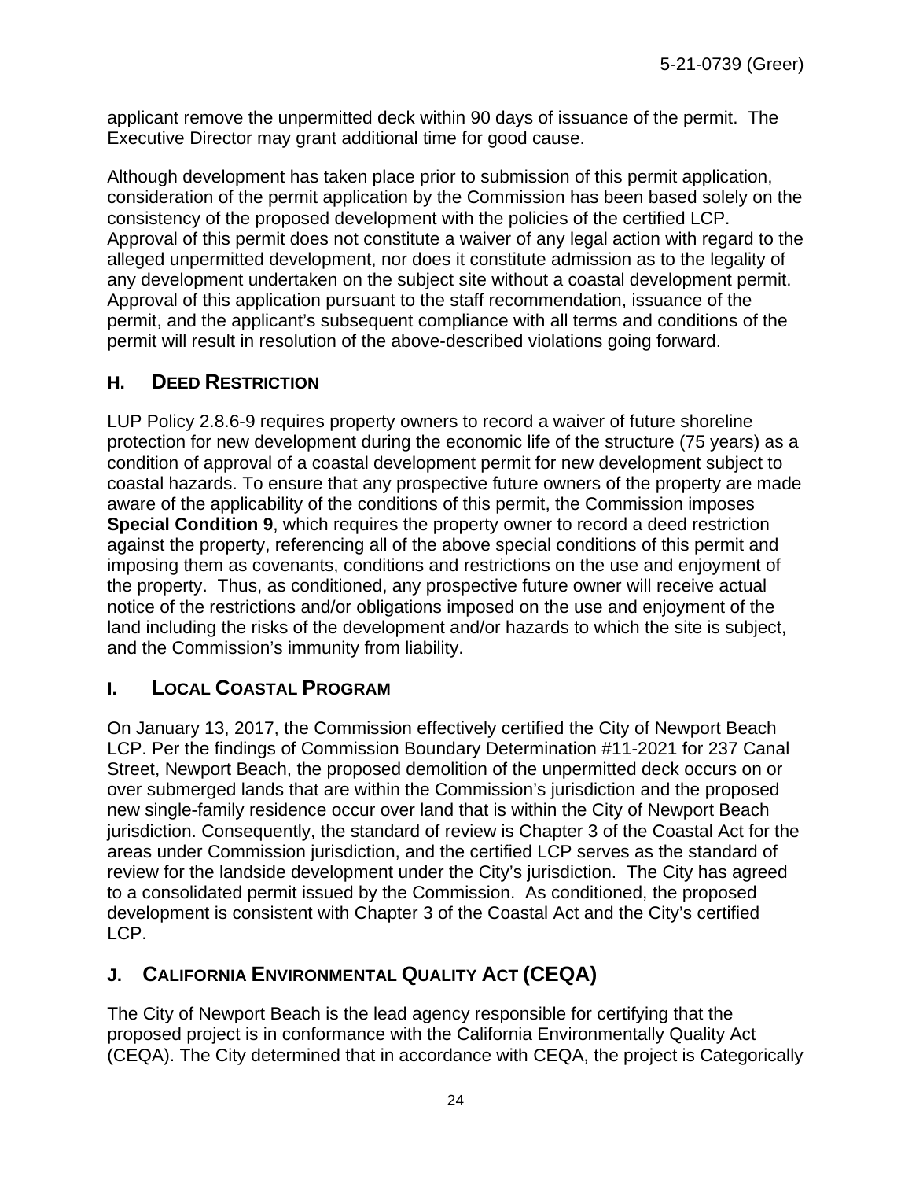applicant remove the unpermitted deck within 90 days of issuance of the permit. The Executive Director may grant additional time for good cause.

Although development has taken place prior to submission of this permit application, consideration of the permit application by the Commission has been based solely on the consistency of the proposed development with the policies of the certified LCP. Approval of this permit does not constitute a waiver of any legal action with regard to the alleged unpermitted development, nor does it constitute admission as to the legality of any development undertaken on the subject site without a coastal development permit. Approval of this application pursuant to the staff recommendation, issuance of the permit, and the applicant's subsequent compliance with all terms and conditions of the permit will result in resolution of the above-described violations going forward.

## H. DEED RESTRICTION

LUP Policy 2.8.6-9 requires property owners to record a waiver of future shoreline protection for new development during the economic life of the structure (75 years) as a condition of approval of a coastal development permit for new development subject to coastal hazards. To ensure that any prospective future owners of the property are made aware of the applicability of the conditions of this permit, the Commission imposes **Special Condition 9**, which requires the property owner to record a deed restriction against the property, referencing all of the above special conditions of this permit and imposing them as covenants, conditions and restrictions on the use and enjoyment of the property. Thus, as conditioned, any prospective future owner will receive actual notice of the restrictions and/or obligations imposed on the use and enjoyment of the land including the risks of the development and/or hazards to which the site is subject, and the Commission's immunity from liability.

## I. LOCAL COASTAL PROGRAM

On January 13, 2017, the Commission effectively certified the City of Newport Beach LCP. Per the findings of Commission Boundary Determination #11-2021 for 237 Canal Street, Newport Beach, the proposed demolition of the unpermitted deck occurs on or over submerged lands that are within the Commission's jurisdiction and the proposed new single-family residence occur over land that is within the City of Newport Beach jurisdiction. Consequently, the standard of review is Chapter 3 of the Coastal Act for the areas under Commission jurisdiction, and the certified LCP serves as the standard of review for the landside development under the City's jurisdiction. The City has agreed to a consolidated permit issued by the Commission. As conditioned, the proposed development is consistent with Chapter 3 of the Coastal Act and the City's certified LCP.

## J. CALIFORNIA ENVIRONMENTAL QUALITY ACT (CEQA)

The City of Newport Beach is the lead agency responsible for certifying that the proposed project is in conformance with the California Environmentally Quality Act (CEQA). The City determined that in accordance with CEQA, the project is Categorically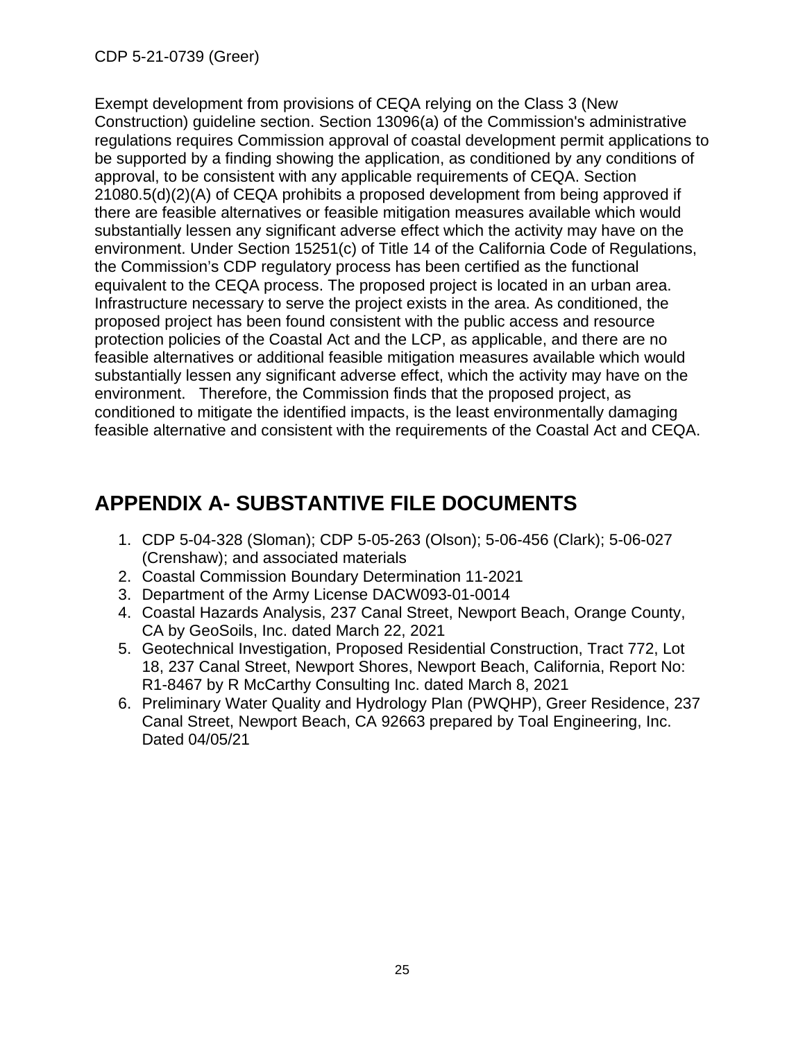Exempt development from provisions of CEQA relying on the Class 3 (New Construction) guideline section. Section 13096(a) of the Commission's administrative regulations requires Commission approval of coastal development permit applications to be supported by a finding showing the application, as conditioned by any conditions of approval, to be consistent with any applicable requirements of CEQA. Section 21080.5(d)(2)(A) of CEQA prohibits a proposed development from being approved if there are feasible alternatives or feasible mitigation measures available which would substantially lessen any significant adverse effect which the activity may have on the environment. Under Section 15251(c) of Title 14 of the California Code of Regulations, the Commission's CDP regulatory process has been certified as the functional equivalent to the CEQA process. The proposed project is located in an urban area. Infrastructure necessary to serve the project exists in the area. As conditioned, the proposed project has been found consistent with the public access and resource protection policies of the Coastal Act and the LCP, as applicable, and there are no feasible alternatives or additional feasible mitigation measures available which would substantially lessen any significant adverse effect, which the activity may have on the environment. Therefore, the Commission finds that the proposed project, as conditioned to mitigate the identified impacts, is the least environmentally damaging feasible alternative and consistent with the requirements of the Coastal Act and CEQA.

# APPENDIX A- SUBSTANTIVE FILE DOCUMENTS

1. CDP 5-04-328 (Sloman); CDP 5-05-263 (Olson); 5-06-456 (Clark); 5-06-027 (Crenshaw); and associated materials
2. Coastal Commission Boundary Determination 11-2021
3. Department of the Army License DACW093-01-0014
4. Coastal Hazards Analysis, 237 Canal Street, Newport Beach, Orange County, CA by GeoSoils, Inc. dated March 22, 2021
5. Geotechnical Investigation, Proposed Residential Construction, Tract 772, Lot 18, 237 Canal Street, Newport Shores, Newport Beach, California, Report No: R1-8467 by R McCarthy Consulting Inc. dated March 8, 2021
6. Preliminary Water Quality and Hydrology Plan (PWQHP), Greer Residence, 237 Canal Street, Newport Beach, CA 92663 prepared by Toal Engineering, Inc. Dated 04/05/21